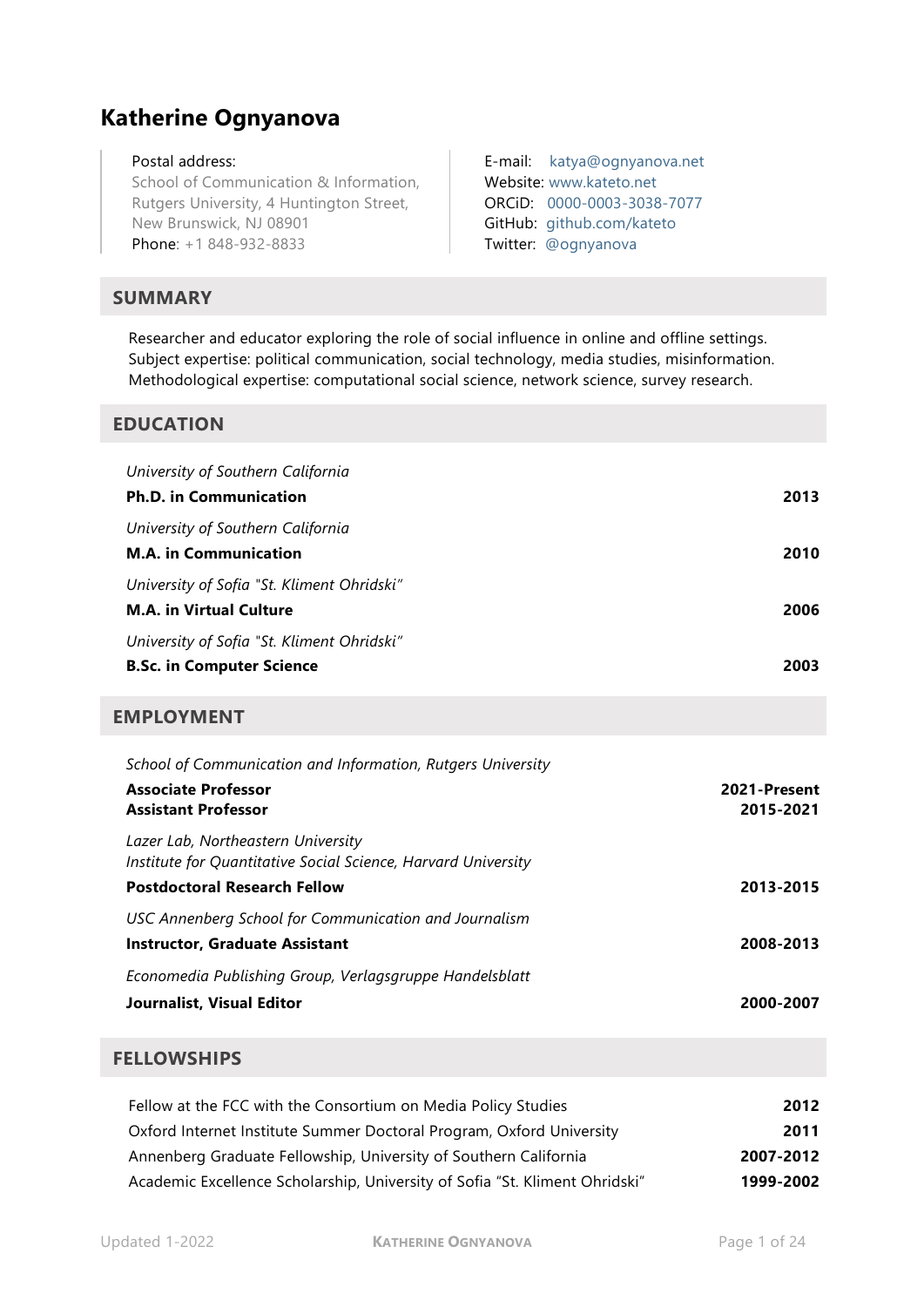# Katherine Ognyanova

Postal address:
School of Communication & Information,
Rutgers University, 4 Huntington Street,
New Brunswick, NJ 08901
Phone: +1 848-932-8833

E-mail: katya@ognyanova.net
Website: www.kateto.net
ORCiD: 0000-0003-3038-7077
GitHub: github.com/kateto
Twitter: @ognyanova

## SUMMARY

Researcher and educator exploring the role of social influence in online and offline settings.
Subject expertise: political communication, social technology, media studies, misinformation.
Methodological expertise: computational social science, network science, survey research.

## EDUCATION

*University of Southern California*
**Ph.D. in Communication** — **2013**

*University of Southern California*
**M.A. in Communication** — **2010**

*University of Sofia "St. Kliment Ohridski"*
**M.A. in Virtual Culture** — **2006**

*University of Sofia "St. Kliment Ohridski"*
**B.Sc. in Computer Science** — **2003**

## EMPLOYMENT

*School of Communication and Information, Rutgers University*
**Associate Professor** — **2021-Present**
**Assistant Professor** — **2015-2021**

*Lazer Lab, Northeastern University*
*Institute for Quantitative Social Science, Harvard University*
**Postdoctoral Research Fellow** — **2013-2015**

*USC Annenberg School for Communication and Journalism*
**Instructor, Graduate Assistant** — **2008-2013**

*Economedia Publishing Group, Verlagsgruppe Handelsblatt*
**Journalist, Visual Editor** — **2000-2007**

## FELLOWSHIPS

| | |
|---|---|
| Fellow at the FCC with the Consortium on Media Policy Studies | **2012** |
| Oxford Internet Institute Summer Doctoral Program, Oxford University | **2011** |
| Annenberg Graduate Fellowship, University of Southern California | **2007-2012** |
| Academic Excellence Scholarship, University of Sofia "St. Kliment Ohridski" | **1999-2002** |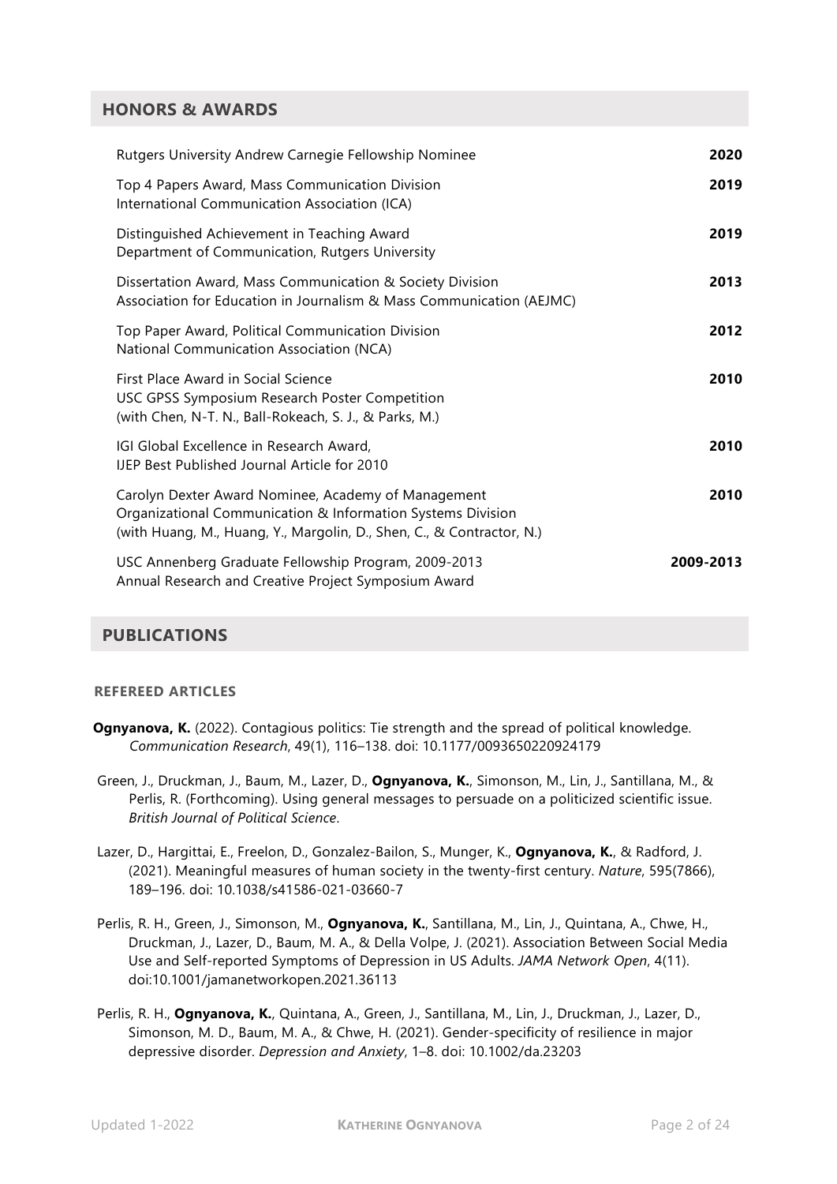## HONORS & AWARDS

Rutgers University Andrew Carnegie Fellowship Nominee **2020**

Top 4 Papers Award, Mass Communication Division
International Communication Association (ICA) **2019**

Distinguished Achievement in Teaching Award
Department of Communication, Rutgers University **2019**

Dissertation Award, Mass Communication & Society Division
Association for Education in Journalism & Mass Communication (AEJMC) **2013**

Top Paper Award, Political Communication Division
National Communication Association (NCA) **2012**

First Place Award in Social Science
USC GPSS Symposium Research Poster Competition
(with Chen, N-T. N., Ball-Rokeach, S. J., & Parks, M.) **2010**

IGI Global Excellence in Research Award,
IJEP Best Published Journal Article for 2010 **2010**

Carolyn Dexter Award Nominee, Academy of Management
Organizational Communication & Information Systems Division
(with Huang, M., Huang, Y., Margolin, D., Shen, C., & Contractor, N.) **2010**

USC Annenberg Graduate Fellowship Program, 2009-2013
Annual Research and Creative Project Symposium Award **2009-2013**

## PUBLICATIONS

### REFEREED ARTICLES

**Ognyanova, K.** (2022). Contagious politics: Tie strength and the spread of political knowledge. *Communication Research*, 49(1), 116–138. doi: 10.1177/0093650220924179

Green, J., Druckman, J., Baum, M., Lazer, D., **Ognyanova, K.**, Simonson, M., Lin, J., Santillana, M., & Perlis, R. (Forthcoming). Using general messages to persuade on a politicized scientific issue. *British Journal of Political Science*.

Lazer, D., Hargittai, E., Freelon, D., Gonzalez-Bailon, S., Munger, K., **Ognyanova, K.**, & Radford, J. (2021). Meaningful measures of human society in the twenty-first century. *Nature*, 595(7866), 189–196. doi: 10.1038/s41586-021-03660-7

Perlis, R. H., Green, J., Simonson, M., **Ognyanova, K.**, Santillana, M., Lin, J., Quintana, A., Chwe, H., Druckman, J., Lazer, D., Baum, M. A., & Della Volpe, J. (2021). Association Between Social Media Use and Self-reported Symptoms of Depression in US Adults. *JAMA Network Open*, 4(11). doi:10.1001/jamanetworkopen.2021.36113

Perlis, R. H., **Ognyanova, K.**, Quintana, A., Green, J., Santillana, M., Lin, J., Druckman, J., Lazer, D., Simonson, M. D., Baum, M. A., & Chwe, H. (2021). Gender-specificity of resilience in major depressive disorder. *Depression and Anxiety*, 1–8. doi: 10.1002/da.23203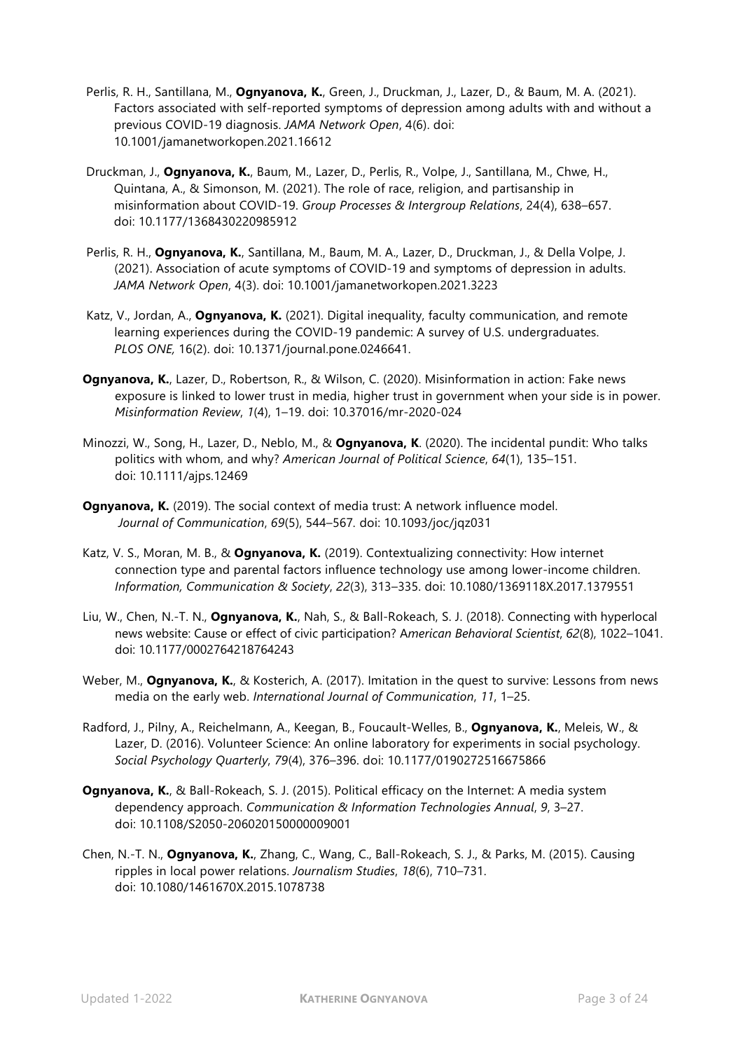Perlis, R. H., Santillana, M., **Ognyanova, K.**, Green, J., Druckman, J., Lazer, D., & Baum, M. A. (2021). Factors associated with self-reported symptoms of depression among adults with and without a previous COVID-19 diagnosis. *JAMA Network Open*, 4(6). doi: 10.1001/jamanetworkopen.2021.16612

Druckman, J., **Ognyanova, K.**, Baum, M., Lazer, D., Perlis, R., Volpe, J., Santillana, M., Chwe, H., Quintana, A., & Simonson, M. (2021). The role of race, religion, and partisanship in misinformation about COVID-19. *Group Processes & Intergroup Relations*, 24(4), 638–657. doi: 10.1177/1368430220985912

Perlis, R. H., **Ognyanova, K.**, Santillana, M., Baum, M. A., Lazer, D., Druckman, J., & Della Volpe, J. (2021). Association of acute symptoms of COVID-19 and symptoms of depression in adults. *JAMA Network Open*, 4(3). doi: 10.1001/jamanetworkopen.2021.3223

Katz, V., Jordan, A., **Ognyanova, K.** (2021). Digital inequality, faculty communication, and remote learning experiences during the COVID-19 pandemic: A survey of U.S. undergraduates. *PLOS ONE,* 16(2). doi: 10.1371/journal.pone.0246641.

**Ognyanova, K.**, Lazer, D., Robertson, R., & Wilson, C. (2020). Misinformation in action: Fake news exposure is linked to lower trust in media, higher trust in government when your side is in power. *Misinformation Review*, *1*(4), 1–19. doi: 10.37016/mr-2020-024

Minozzi, W., Song, H., Lazer, D., Neblo, M., & **Ognyanova, K**. (2020). The incidental pundit: Who talks politics with whom, and why? *American Journal of Political Science*, *64*(1), 135–151. doi: 10.1111/ajps.12469

**Ognyanova, K.** (2019). The social context of media trust: A network influence model. *Journal of Communication*, *69*(5), 544–567. doi: 10.1093/joc/jqz031

Katz, V. S., Moran, M. B., & **Ognyanova, K.** (2019). Contextualizing connectivity: How internet connection type and parental factors influence technology use among lower-income children. *Information, Communication & Society*, *22*(3), 313–335. doi: 10.1080/1369118X.2017.1379551

Liu, W., Chen, N.-T. N., **Ognyanova, K.**, Nah, S., & Ball-Rokeach, S. J. (2018). Connecting with hyperlocal news website: Cause or effect of civic participation? A*merican Behavioral Scientist*, *62*(8), 1022–1041. doi: 10.1177/0002764218764243

Weber, M., **Ognyanova, K.**, & Kosterich, A. (2017). Imitation in the quest to survive: Lessons from news media on the early web. *International Journal of Communication*, *11*, 1–25.

Radford, J., Pilny, A., Reichelmann, A., Keegan, B., Foucault-Welles, B., **Ognyanova, K.**, Meleis, W., & Lazer, D. (2016). Volunteer Science: An online laboratory for experiments in social psychology. *Social Psychology Quarterly*, *79*(4), 376–396. doi: 10.1177/0190272516675866

**Ognyanova, K.**, & Ball-Rokeach, S. J. (2015). Political efficacy on the Internet: A media system dependency approach. *Communication & Information Technologies Annual*, *9*, 3–27. doi: 10.1108/S2050-206020150000009001

Chen, N.-T. N., **Ognyanova, K.**, Zhang, C., Wang, C., Ball-Rokeach, S. J., & Parks, M. (2015). Causing ripples in local power relations. *Journalism Studies*, *18*(6), 710–731. doi: 10.1080/1461670X.2015.1078738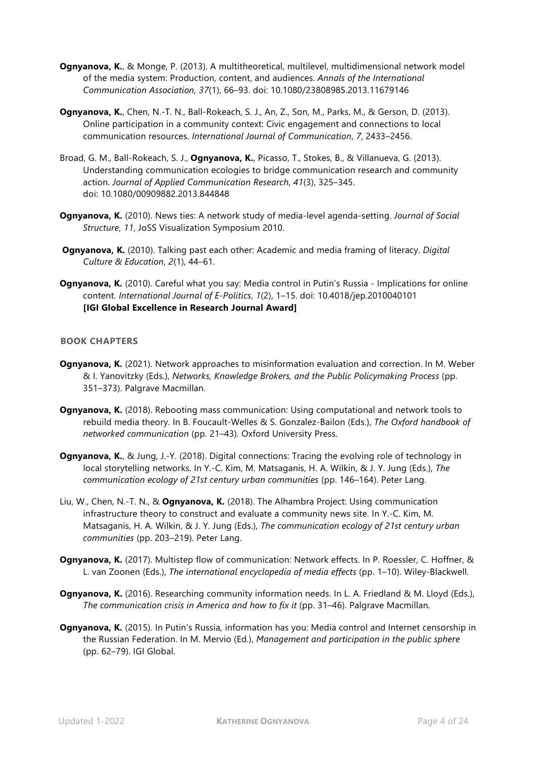**Ognyanova, K.**, & Monge, P. (2013). A multitheoretical, multilevel, multidimensional network model of the media system: Production, content, and audiences. *Annals of the International Communication Association, 37*(1), 66–93. doi: 10.1080/23808985.2013.11679146

**Ognyanova, K.**, Chen, N.-T. N., Ball-Rokeach, S. J., An, Z., Son, M., Parks, M., & Gerson, D. (2013). Online participation in a community context: Civic engagement and connections to local communication resources. *International Journal of Communication*, *7*, 2433–2456.

Broad, G. M., Ball-Rokeach, S. J., **Ognyanova, K.**, Picasso, T., Stokes, B., & Villanueva, G. (2013). Understanding communication ecologies to bridge communication research and community action. *Journal of Applied Communication Research*, *41*(3), 325–345. doi: 10.1080/00909882.2013.844848

**Ognyanova, K.** (2010). News ties: A network study of media-level agenda-setting. *Journal of Social Structure*, *11*, JoSS Visualization Symposium 2010.

**Ognyanova, K.** (2010). Talking past each other: Academic and media framing of literacy. *Digital Culture & Education*, *2*(1), 44–61.

**Ognyanova, K.** (2010). Careful what you say: Media control in Putin's Russia - Implications for online content. *International Journal of E-Politics*, *1*(2), 1–15. doi: 10.4018/jep.2010040101 **[IGI Global Excellence in Research Journal Award]**

## BOOK CHAPTERS

**Ognyanova, K.** (2021). Network approaches to misinformation evaluation and correction. In M. Weber & I. Yanovitzky (Eds.), *Networks, Knowledge Brokers, and the Public Policymaking Process* (pp. 351–373). Palgrave Macmillan.

**Ognyanova, K.** (2018). Rebooting mass communication: Using computational and network tools to rebuild media theory. In B. Foucault-Welles & S. Gonzalez-Bailon (Eds.), *The Oxford handbook of networked communication* (pp. 21–43). Oxford University Press.

**Ognyanova, K.**, & Jung, J.-Y. (2018). Digital connections: Tracing the evolving role of technology in local storytelling networks. In Y.-C. Kim, M. Matsaganis, H. A. Wilkin, & J. Y. Jung (Eds.), *The communication ecology of 21st century urban communities* (pp. 146–164). Peter Lang.

Liu, W., Chen, N.-T. N., & **Ognyanova, K.** (2018). The Alhambra Project: Using communication infrastructure theory to construct and evaluate a community news site. In Y.-C. Kim, M. Matsaganis, H. A. Wilkin, & J. Y. Jung (Eds.), *The communication ecology of 21st century urban communities* (pp. 203–219). Peter Lang.

**Ognyanova, K.** (2017). Multistep flow of communication: Network effects. In P. Roessler, C. Hoffner, & L. van Zoonen (Eds.), *The international encyclopedia of media effects* (pp. 1–10). Wiley-Blackwell.

**Ognyanova, K.** (2016). Researching community information needs. In L. A. Friedland & M. Lloyd (Eds.), *The communication crisis in America and how to fix it* (pp. 31–46). Palgrave Macmillan.

**Ognyanova, K.** (2015). In Putin's Russia, information has you: Media control and Internet censorship in the Russian Federation. In M. Mervio (Ed.), *Management and participation in the public sphere* (pp. 62–79). IGI Global.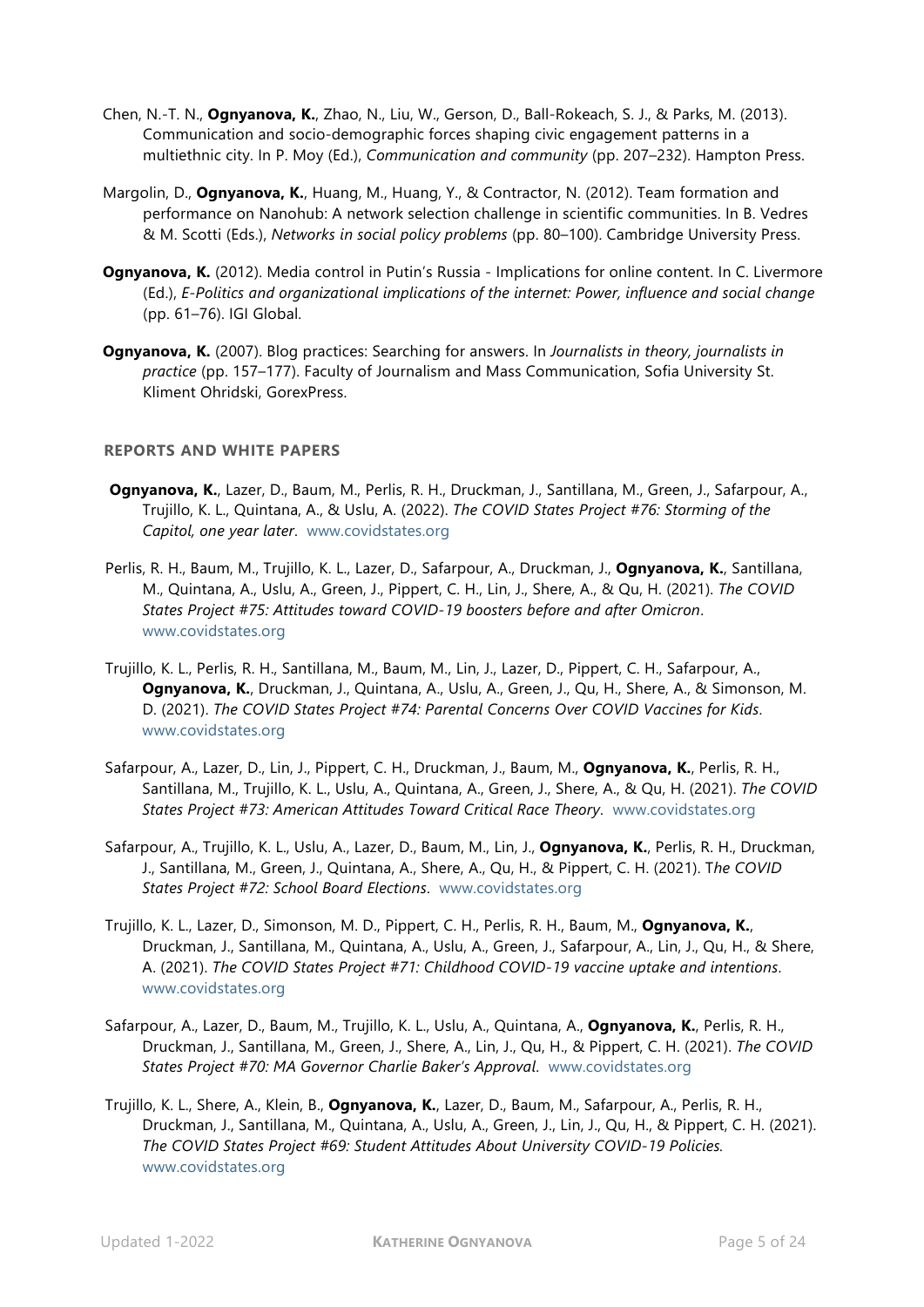Chen, N.-T. N., **Ognyanova, K.**, Zhao, N., Liu, W., Gerson, D., Ball-Rokeach, S. J., & Parks, M. (2013). Communication and socio-demographic forces shaping civic engagement patterns in a multiethnic city. In P. Moy (Ed.), *Communication and community* (pp. 207–232). Hampton Press.

Margolin, D., **Ognyanova, K.**, Huang, M., Huang, Y., & Contractor, N. (2012). Team formation and performance on Nanohub: A network selection challenge in scientific communities. In B. Vedres & M. Scotti (Eds.), *Networks in social policy problems* (pp. 80–100). Cambridge University Press.

**Ognyanova, K.** (2012). Media control in Putin's Russia - Implications for online content. In C. Livermore (Ed.), *E-Politics and organizational implications of the internet: Power, influence and social change* (pp. 61–76). IGI Global.

**Ognyanova, K.** (2007). Blog practices: Searching for answers. In *Journalists in theory, journalists in practice* (pp. 157–177). Faculty of Journalism and Mass Communication, Sofia University St. Kliment Ohridski, GorexPress.

## REPORTS AND WHITE PAPERS

**Ognyanova, K.**, Lazer, D., Baum, M., Perlis, R. H., Druckman, J., Santillana, M., Green, J., Safarpour, A., Trujillo, K. L., Quintana, A., & Uslu, A. (2022). *The COVID States Project #76: Storming of the Capitol, one year later*. www.covidstates.org

Perlis, R. H., Baum, M., Trujillo, K. L., Lazer, D., Safarpour, A., Druckman, J., **Ognyanova, K.**, Santillana, M., Quintana, A., Uslu, A., Green, J., Pippert, C. H., Lin, J., Shere, A., & Qu, H. (2021). *The COVID States Project #75: Attitudes toward COVID-19 boosters before and after Omicron*. www.covidstates.org

Trujillo, K. L., Perlis, R. H., Santillana, M., Baum, M., Lin, J., Lazer, D., Pippert, C. H., Safarpour, A., **Ognyanova, K.**, Druckman, J., Quintana, A., Uslu, A., Green, J., Qu, H., Shere, A., & Simonson, M. D. (2021). *The COVID States Project #74: Parental Concerns Over COVID Vaccines for Kids*. www.covidstates.org

Safarpour, A., Lazer, D., Lin, J., Pippert, C. H., Druckman, J., Baum, M., **Ognyanova, K.**, Perlis, R. H., Santillana, M., Trujillo, K. L., Uslu, A., Quintana, A., Green, J., Shere, A., & Qu, H. (2021). *The COVID States Project #73: American Attitudes Toward Critical Race Theory*. www.covidstates.org

Safarpour, A., Trujillo, K. L., Uslu, A., Lazer, D., Baum, M., Lin, J., **Ognyanova, K.**, Perlis, R. H., Druckman, J., Santillana, M., Green, J., Quintana, A., Shere, A., Qu, H., & Pippert, C. H. (2021). T*he COVID States Project #72: School Board Elections*. www.covidstates.org

Trujillo, K. L., Lazer, D., Simonson, M. D., Pippert, C. H., Perlis, R. H., Baum, M., **Ognyanova, K.**, Druckman, J., Santillana, M., Quintana, A., Uslu, A., Green, J., Safarpour, A., Lin, J., Qu, H., & Shere, A. (2021). *The COVID States Project #71: Childhood COVID-19 vaccine uptake and intentions*. www.covidstates.org

Safarpour, A., Lazer, D., Baum, M., Trujillo, K. L., Uslu, A., Quintana, A., **Ognyanova, K.**, Perlis, R. H., Druckman, J., Santillana, M., Green, J., Shere, A., Lin, J., Qu, H., & Pippert, C. H. (2021). *The COVID States Project #70: MA Governor Charlie Baker's Approval*. www.covidstates.org

Trujillo, K. L., Shere, A., Klein, B., **Ognyanova, K.**, Lazer, D., Baum, M., Safarpour, A., Perlis, R. H., Druckman, J., Santillana, M., Quintana, A., Uslu, A., Green, J., Lin, J., Qu, H., & Pippert, C. H. (2021). *The COVID States Project #69: Student Attitudes About University COVID-19 Policies.* www.covidstates.org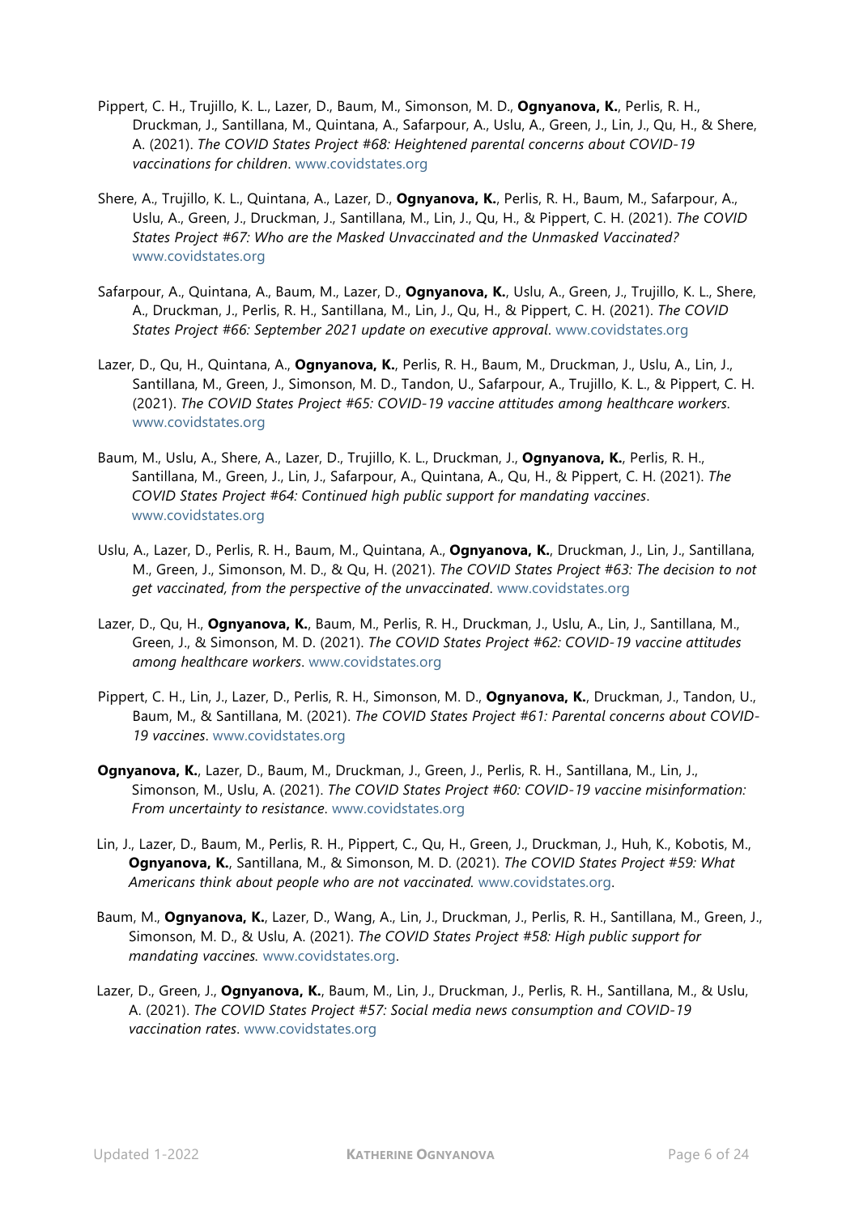Pippert, C. H., Trujillo, K. L., Lazer, D., Baum, M., Simonson, M. D., **Ognyanova, K.**, Perlis, R. H., Druckman, J., Santillana, M., Quintana, A., Safarpour, A., Uslu, A., Green, J., Lin, J., Qu, H., & Shere, A. (2021). *The COVID States Project #68: Heightened parental concerns about COVID-19 vaccinations for children*. www.covidstates.org

Shere, A., Trujillo, K. L., Quintana, A., Lazer, D., **Ognyanova, K.**, Perlis, R. H., Baum, M., Safarpour, A., Uslu, A., Green, J., Druckman, J., Santillana, M., Lin, J., Qu, H., & Pippert, C. H. (2021). *The COVID States Project #67: Who are the Masked Unvaccinated and the Unmasked Vaccinated?* www.covidstates.org

Safarpour, A., Quintana, A., Baum, M., Lazer, D., **Ognyanova, K.**, Uslu, A., Green, J., Trujillo, K. L., Shere, A., Druckman, J., Perlis, R. H., Santillana, M., Lin, J., Qu, H., & Pippert, C. H. (2021). *The COVID States Project #66: September 2021 update on executive approval*. www.covidstates.org

Lazer, D., Qu, H., Quintana, A., **Ognyanova, K.**, Perlis, R. H., Baum, M., Druckman, J., Uslu, A., Lin, J., Santillana, M., Green, J., Simonson, M. D., Tandon, U., Safarpour, A., Trujillo, K. L., & Pippert, C. H. (2021). *The COVID States Project #65: COVID-19 vaccine attitudes among healthcare workers*. www.covidstates.org

Baum, M., Uslu, A., Shere, A., Lazer, D., Trujillo, K. L., Druckman, J., **Ognyanova, K.**, Perlis, R. H., Santillana, M., Green, J., Lin, J., Safarpour, A., Quintana, A., Qu, H., & Pippert, C. H. (2021). *The COVID States Project #64: Continued high public support for mandating vaccines*. www.covidstates.org

Uslu, A., Lazer, D., Perlis, R. H., Baum, M., Quintana, A., **Ognyanova, K.**, Druckman, J., Lin, J., Santillana, M., Green, J., Simonson, M. D., & Qu, H. (2021). *The COVID States Project #63: The decision to not get vaccinated, from the perspective of the unvaccinated*. www.covidstates.org

Lazer, D., Qu, H., **Ognyanova, K.**, Baum, M., Perlis, R. H., Druckman, J., Uslu, A., Lin, J., Santillana, M., Green, J., & Simonson, M. D. (2021). *The COVID States Project #62: COVID-19 vaccine attitudes among healthcare workers*. www.covidstates.org

Pippert, C. H., Lin, J., Lazer, D., Perlis, R. H., Simonson, M. D., **Ognyanova, K.**, Druckman, J., Tandon, U., Baum, M., & Santillana, M. (2021). *The COVID States Project #61: Parental concerns about COVID-19 vaccines*. www.covidstates.org

**Ognyanova, K.**, Lazer, D., Baum, M., Druckman, J., Green, J., Perlis, R. H., Santillana, M., Lin, J., Simonson, M., Uslu, A. (2021). *The COVID States Project #60: COVID-19 vaccine misinformation: From uncertainty to resistance*. www.covidstates.org

Lin, J., Lazer, D., Baum, M., Perlis, R. H., Pippert, C., Qu, H., Green, J., Druckman, J., Huh, K., Kobotis, M., **Ognyanova, K.**, Santillana, M., & Simonson, M. D. (2021). *The COVID States Project #59: What Americans think about people who are not vaccinated.* www.covidstates.org.

Baum, M., **Ognyanova, K.**, Lazer, D., Wang, A., Lin, J., Druckman, J., Perlis, R. H., Santillana, M., Green, J., Simonson, M. D., & Uslu, A. (2021). *The COVID States Project #58: High public support for mandating vaccines.* www.covidstates.org.

Lazer, D., Green, J., **Ognyanova, K.**, Baum, M., Lin, J., Druckman, J., Perlis, R. H., Santillana, M., & Uslu, A. (2021). *The COVID States Project #57: Social media news consumption and COVID-19 vaccination rates*. www.covidstates.org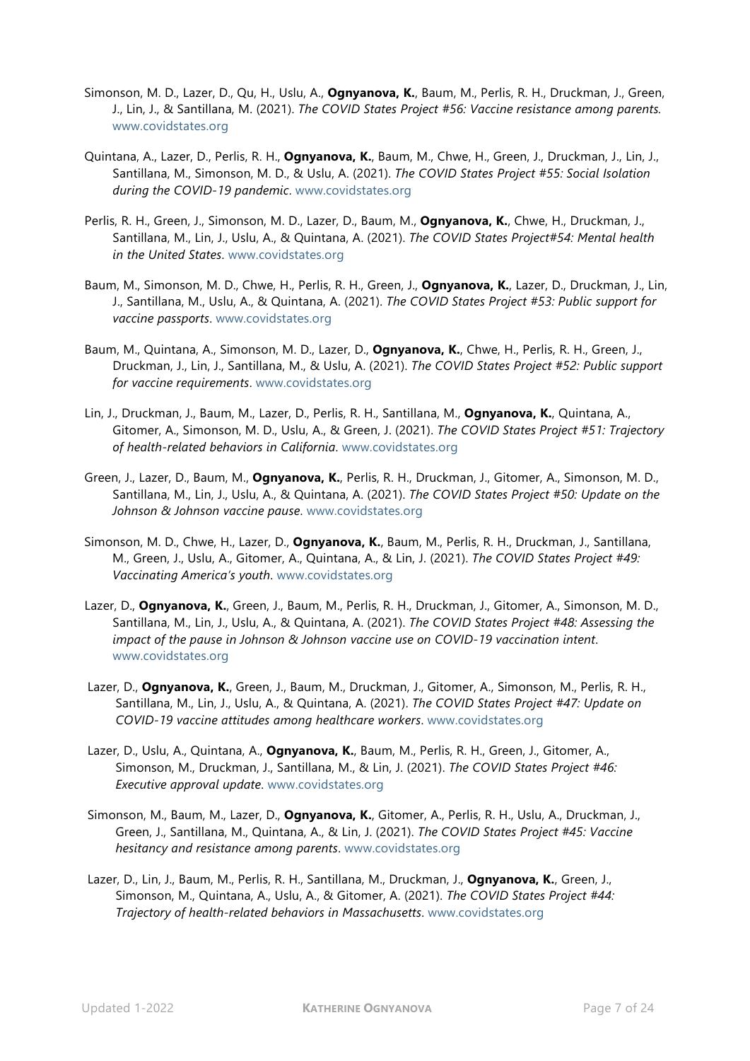Simonson, M. D., Lazer, D., Qu, H., Uslu, A., **Ognyanova, K.**, Baum, M., Perlis, R. H., Druckman, J., Green, J., Lin, J., & Santillana, M. (2021). *The COVID States Project #56: Vaccine resistance among parents.* www.covidstates.org

Quintana, A., Lazer, D., Perlis, R. H., **Ognyanova, K.**, Baum, M., Chwe, H., Green, J., Druckman, J., Lin, J., Santillana, M., Simonson, M. D., & Uslu, A. (2021). *The COVID States Project #55: Social Isolation during the COVID-19 pandemic*. www.covidstates.org

Perlis, R. H., Green, J., Simonson, M. D., Lazer, D., Baum, M., **Ognyanova, K.**, Chwe, H., Druckman, J., Santillana, M., Lin, J., Uslu, A., & Quintana, A. (2021). *The COVID States Project#54: Mental health in the United States*. www.covidstates.org

Baum, M., Simonson, M. D., Chwe, H., Perlis, R. H., Green, J., **Ognyanova, K.**, Lazer, D., Druckman, J., Lin, J., Santillana, M., Uslu, A., & Quintana, A. (2021). *The COVID States Project #53: Public support for vaccine passports*. www.covidstates.org

Baum, M., Quintana, A., Simonson, M. D., Lazer, D., **Ognyanova, K.**, Chwe, H., Perlis, R. H., Green, J., Druckman, J., Lin, J., Santillana, M., & Uslu, A. (2021). *The COVID States Project #52: Public support for vaccine requirements*. www.covidstates.org

Lin, J., Druckman, J., Baum, M., Lazer, D., Perlis, R. H., Santillana, M., **Ognyanova, K.**, Quintana, A., Gitomer, A., Simonson, M. D., Uslu, A., & Green, J. (2021). *The COVID States Project #51: Trajectory of health-related behaviors in California*. www.covidstates.org

Green, J., Lazer, D., Baum, M., **Ognyanova, K.**, Perlis, R. H., Druckman, J., Gitomer, A., Simonson, M. D., Santillana, M., Lin, J., Uslu, A., & Quintana, A. (2021). *The COVID States Project #50: Update on the Johnson & Johnson vaccine pause*. www.covidstates.org

Simonson, M. D., Chwe, H., Lazer, D., **Ognyanova, K.**, Baum, M., Perlis, R. H., Druckman, J., Santillana, M., Green, J., Uslu, A., Gitomer, A., Quintana, A., & Lin, J. (2021). *The COVID States Project #49: Vaccinating America's youth*. www.covidstates.org

Lazer, D., **Ognyanova, K.**, Green, J., Baum, M., Perlis, R. H., Druckman, J., Gitomer, A., Simonson, M. D., Santillana, M., Lin, J., Uslu, A., & Quintana, A. (2021). *The COVID States Project #48: Assessing the impact of the pause in Johnson & Johnson vaccine use on COVID-19 vaccination intent*. www.covidstates.org

Lazer, D., **Ognyanova, K.**, Green, J., Baum, M., Druckman, J., Gitomer, A., Simonson, M., Perlis, R. H., Santillana, M., Lin, J., Uslu, A., & Quintana, A. (2021). *The COVID States Project #47: Update on COVID-19 vaccine attitudes among healthcare workers*. www.covidstates.org

Lazer, D., Uslu, A., Quintana, A., **Ognyanova, K.**, Baum, M., Perlis, R. H., Green, J., Gitomer, A., Simonson, M., Druckman, J., Santillana, M., & Lin, J. (2021). *The COVID States Project #46: Executive approval update*. www.covidstates.org

Simonson, M., Baum, M., Lazer, D., **Ognyanova, K.**, Gitomer, A., Perlis, R. H., Uslu, A., Druckman, J., Green, J., Santillana, M., Quintana, A., & Lin, J. (2021). *The COVID States Project #45: Vaccine hesitancy and resistance among parents*. www.covidstates.org

Lazer, D., Lin, J., Baum, M., Perlis, R. H., Santillana, M., Druckman, J., **Ognyanova, K.**, Green, J., Simonson, M., Quintana, A., Uslu, A., & Gitomer, A. (2021). *The COVID States Project #44: Trajectory of health-related behaviors in Massachusetts*. www.covidstates.org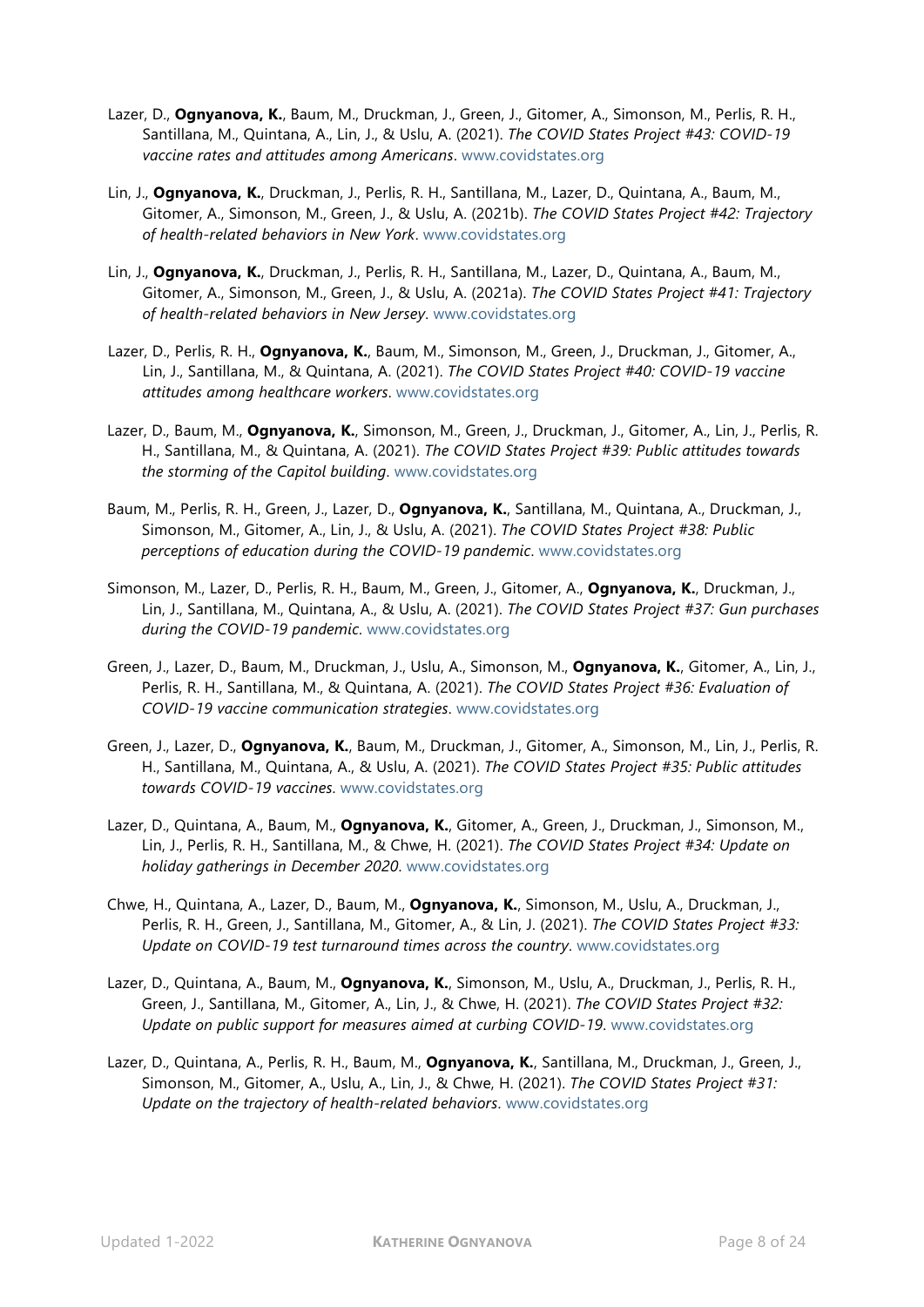Lazer, D., **Ognyanova, K.**, Baum, M., Druckman, J., Green, J., Gitomer, A., Simonson, M., Perlis, R. H., Santillana, M., Quintana, A., Lin, J., & Uslu, A. (2021). *The COVID States Project #43: COVID-19 vaccine rates and attitudes among Americans*. www.covidstates.org

Lin, J., **Ognyanova, K.**, Druckman, J., Perlis, R. H., Santillana, M., Lazer, D., Quintana, A., Baum, M., Gitomer, A., Simonson, M., Green, J., & Uslu, A. (2021b). *The COVID States Project #42: Trajectory of health-related behaviors in New York*. www.covidstates.org

Lin, J., **Ognyanova, K.**, Druckman, J., Perlis, R. H., Santillana, M., Lazer, D., Quintana, A., Baum, M., Gitomer, A., Simonson, M., Green, J., & Uslu, A. (2021a). *The COVID States Project #41: Trajectory of health-related behaviors in New Jersey*. www.covidstates.org

Lazer, D., Perlis, R. H., **Ognyanova, K.**, Baum, M., Simonson, M., Green, J., Druckman, J., Gitomer, A., Lin, J., Santillana, M., & Quintana, A. (2021). *The COVID States Project #40: COVID-19 vaccine attitudes among healthcare workers*. www.covidstates.org

Lazer, D., Baum, M., **Ognyanova, K.**, Simonson, M., Green, J., Druckman, J., Gitomer, A., Lin, J., Perlis, R. H., Santillana, M., & Quintana, A. (2021). *The COVID States Project #39: Public attitudes towards the storming of the Capitol building*. www.covidstates.org

Baum, M., Perlis, R. H., Green, J., Lazer, D., **Ognyanova, K.**, Santillana, M., Quintana, A., Druckman, J., Simonson, M., Gitomer, A., Lin, J., & Uslu, A. (2021). *The COVID States Project #38: Public perceptions of education during the COVID-19 pandemic*. www.covidstates.org

Simonson, M., Lazer, D., Perlis, R. H., Baum, M., Green, J., Gitomer, A., **Ognyanova, K.**, Druckman, J., Lin, J., Santillana, M., Quintana, A., & Uslu, A. (2021). *The COVID States Project #37: Gun purchases during the COVID-19 pandemic*. www.covidstates.org

Green, J., Lazer, D., Baum, M., Druckman, J., Uslu, A., Simonson, M., **Ognyanova, K.**, Gitomer, A., Lin, J., Perlis, R. H., Santillana, M., & Quintana, A. (2021). *The COVID States Project #36: Evaluation of COVID-19 vaccine communication strategies*. www.covidstates.org

Green, J., Lazer, D., **Ognyanova, K.**, Baum, M., Druckman, J., Gitomer, A., Simonson, M., Lin, J., Perlis, R. H., Santillana, M., Quintana, A., & Uslu, A. (2021). *The COVID States Project #35: Public attitudes towards COVID-19 vaccines*. www.covidstates.org

Lazer, D., Quintana, A., Baum, M., **Ognyanova, K.**, Gitomer, A., Green, J., Druckman, J., Simonson, M., Lin, J., Perlis, R. H., Santillana, M., & Chwe, H. (2021). *The COVID States Project #34: Update on holiday gatherings in December 2020*. www.covidstates.org

Chwe, H., Quintana, A., Lazer, D., Baum, M., **Ognyanova, K.**, Simonson, M., Uslu, A., Druckman, J., Perlis, R. H., Green, J., Santillana, M., Gitomer, A., & Lin, J. (2021). *The COVID States Project #33: Update on COVID-19 test turnaround times across the country*. www.covidstates.org

Lazer, D., Quintana, A., Baum, M., **Ognyanova, K.**, Simonson, M., Uslu, A., Druckman, J., Perlis, R. H., Green, J., Santillana, M., Gitomer, A., Lin, J., & Chwe, H. (2021). *The COVID States Project #32: Update on public support for measures aimed at curbing COVID-19*. www.covidstates.org

Lazer, D., Quintana, A., Perlis, R. H., Baum, M., **Ognyanova, K.**, Santillana, M., Druckman, J., Green, J., Simonson, M., Gitomer, A., Uslu, A., Lin, J., & Chwe, H. (2021). *The COVID States Project #31: Update on the trajectory of health-related behaviors*. www.covidstates.org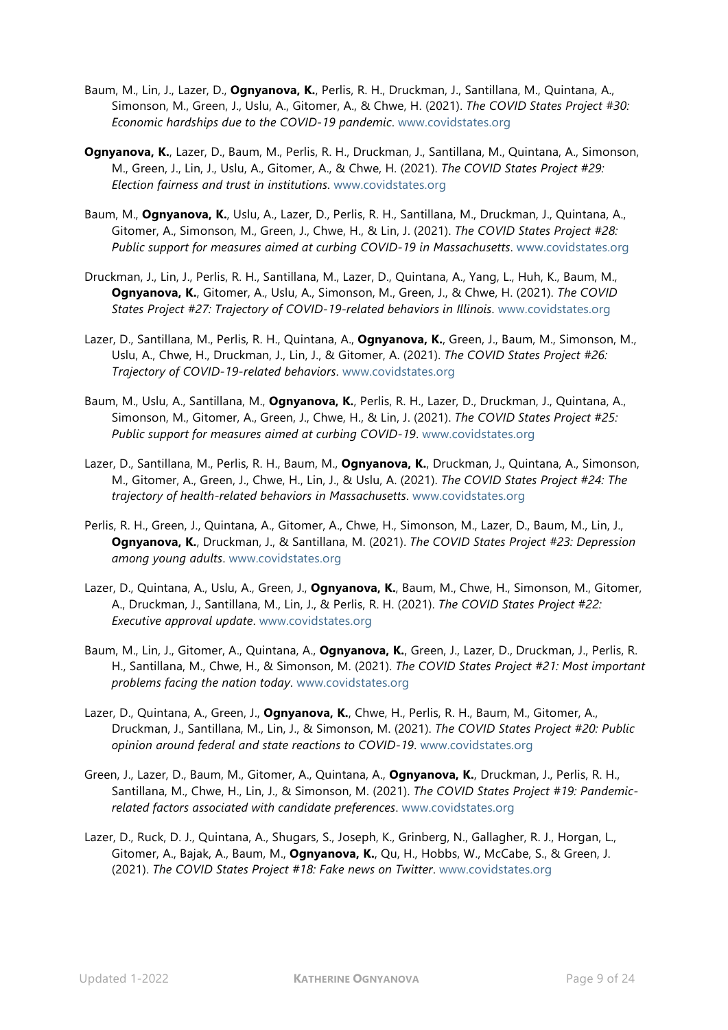Baum, M., Lin, J., Lazer, D., **Ognyanova, K.**, Perlis, R. H., Druckman, J., Santillana, M., Quintana, A., Simonson, M., Green, J., Uslu, A., Gitomer, A., & Chwe, H. (2021). *The COVID States Project #30: Economic hardships due to the COVID-19 pandemic*. www.covidstates.org

**Ognyanova, K.**, Lazer, D., Baum, M., Perlis, R. H., Druckman, J., Santillana, M., Quintana, A., Simonson, M., Green, J., Lin, J., Uslu, A., Gitomer, A., & Chwe, H. (2021). *The COVID States Project #29: Election fairness and trust in institutions*. www.covidstates.org

Baum, M., **Ognyanova, K.**, Uslu, A., Lazer, D., Perlis, R. H., Santillana, M., Druckman, J., Quintana, A., Gitomer, A., Simonson, M., Green, J., Chwe, H., & Lin, J. (2021). *The COVID States Project #28: Public support for measures aimed at curbing COVID-19 in Massachusetts*. www.covidstates.org

Druckman, J., Lin, J., Perlis, R. H., Santillana, M., Lazer, D., Quintana, A., Yang, L., Huh, K., Baum, M., **Ognyanova, K.**, Gitomer, A., Uslu, A., Simonson, M., Green, J., & Chwe, H. (2021). *The COVID States Project #27: Trajectory of COVID-19-related behaviors in Illinois*. www.covidstates.org

Lazer, D., Santillana, M., Perlis, R. H., Quintana, A., **Ognyanova, K.**, Green, J., Baum, M., Simonson, M., Uslu, A., Chwe, H., Druckman, J., Lin, J., & Gitomer, A. (2021). *The COVID States Project #26: Trajectory of COVID-19-related behaviors*. www.covidstates.org

Baum, M., Uslu, A., Santillana, M., **Ognyanova, K.**, Perlis, R. H., Lazer, D., Druckman, J., Quintana, A., Simonson, M., Gitomer, A., Green, J., Chwe, H., & Lin, J. (2021). *The COVID States Project #25: Public support for measures aimed at curbing COVID-19*. www.covidstates.org

Lazer, D., Santillana, M., Perlis, R. H., Baum, M., **Ognyanova, K.**, Druckman, J., Quintana, A., Simonson, M., Gitomer, A., Green, J., Chwe, H., Lin, J., & Uslu, A. (2021). *The COVID States Project #24: The trajectory of health-related behaviors in Massachusetts*. www.covidstates.org

Perlis, R. H., Green, J., Quintana, A., Gitomer, A., Chwe, H., Simonson, M., Lazer, D., Baum, M., Lin, J., **Ognyanova, K.**, Druckman, J., & Santillana, M. (2021). *The COVID States Project #23: Depression among young adults*. www.covidstates.org

Lazer, D., Quintana, A., Uslu, A., Green, J., **Ognyanova, K.**, Baum, M., Chwe, H., Simonson, M., Gitomer, A., Druckman, J., Santillana, M., Lin, J., & Perlis, R. H. (2021). *The COVID States Project #22: Executive approval update*. www.covidstates.org

Baum, M., Lin, J., Gitomer, A., Quintana, A., **Ognyanova, K.**, Green, J., Lazer, D., Druckman, J., Perlis, R. H., Santillana, M., Chwe, H., & Simonson, M. (2021). *The COVID States Project #21: Most important problems facing the nation today*. www.covidstates.org

Lazer, D., Quintana, A., Green, J., **Ognyanova, K.**, Chwe, H., Perlis, R. H., Baum, M., Gitomer, A., Druckman, J., Santillana, M., Lin, J., & Simonson, M. (2021). *The COVID States Project #20: Public opinion around federal and state reactions to COVID-19*. www.covidstates.org

Green, J., Lazer, D., Baum, M., Gitomer, A., Quintana, A., **Ognyanova, K.**, Druckman, J., Perlis, R. H., Santillana, M., Chwe, H., Lin, J., & Simonson, M. (2021). *The COVID States Project #19: Pandemic-related factors associated with candidate preferences*. www.covidstates.org

Lazer, D., Ruck, D. J., Quintana, A., Shugars, S., Joseph, K., Grinberg, N., Gallagher, R. J., Horgan, L., Gitomer, A., Bajak, A., Baum, M., **Ognyanova, K.**, Qu, H., Hobbs, W., McCabe, S., & Green, J. (2021). *The COVID States Project #18: Fake news on Twitter*. www.covidstates.org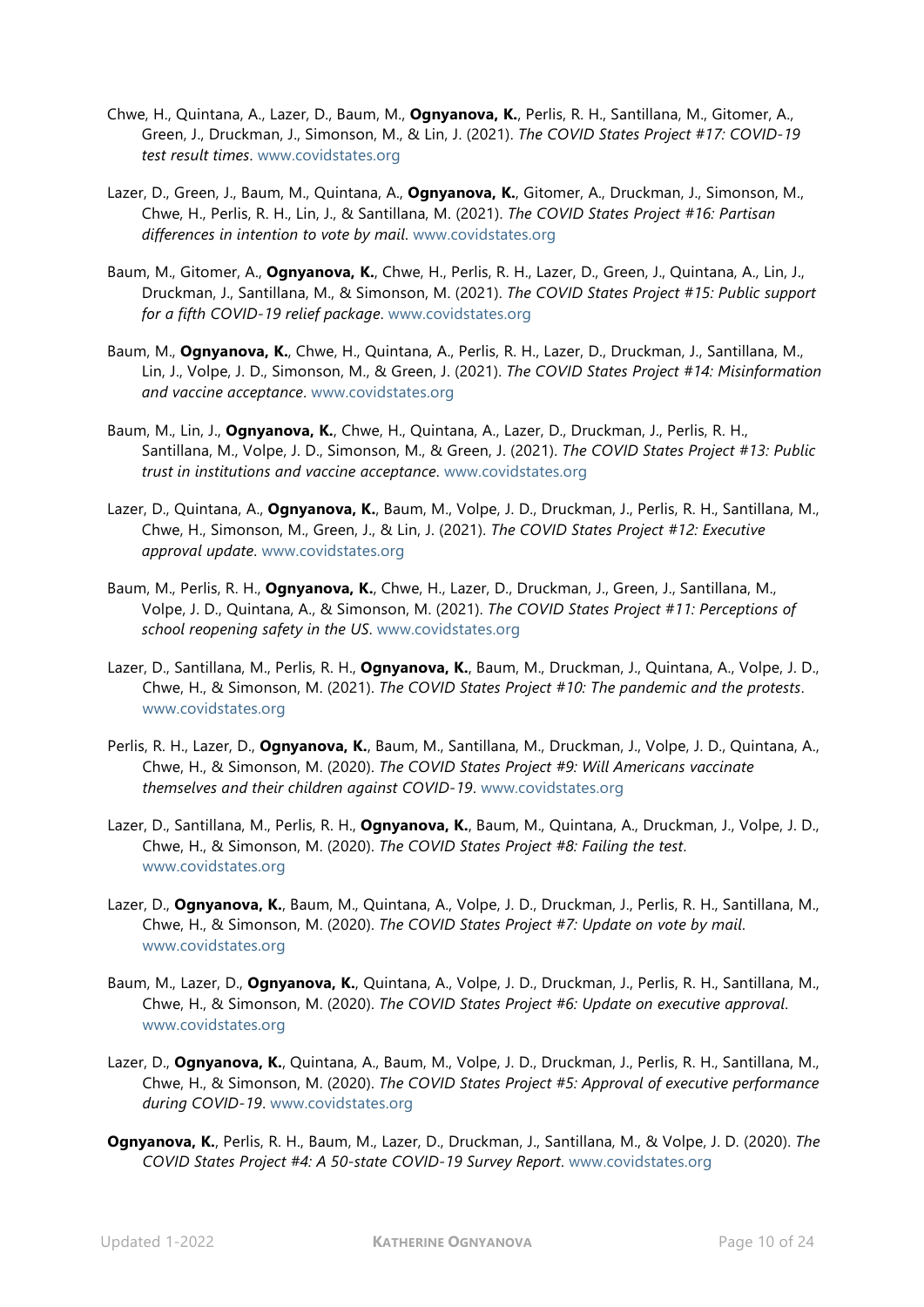Chwe, H., Quintana, A., Lazer, D., Baum, M., **Ognyanova, K.**, Perlis, R. H., Santillana, M., Gitomer, A., Green, J., Druckman, J., Simonson, M., & Lin, J. (2021). *The COVID States Project #17: COVID-19 test result times*. www.covidstates.org

Lazer, D., Green, J., Baum, M., Quintana, A., **Ognyanova, K.**, Gitomer, A., Druckman, J., Simonson, M., Chwe, H., Perlis, R. H., Lin, J., & Santillana, M. (2021). *The COVID States Project #16: Partisan differences in intention to vote by mail*. www.covidstates.org

Baum, M., Gitomer, A., **Ognyanova, K.**, Chwe, H., Perlis, R. H., Lazer, D., Green, J., Quintana, A., Lin, J., Druckman, J., Santillana, M., & Simonson, M. (2021). *The COVID States Project #15: Public support for a fifth COVID-19 relief package*. www.covidstates.org

Baum, M., **Ognyanova, K.**, Chwe, H., Quintana, A., Perlis, R. H., Lazer, D., Druckman, J., Santillana, M., Lin, J., Volpe, J. D., Simonson, M., & Green, J. (2021). *The COVID States Project #14: Misinformation and vaccine acceptance*. www.covidstates.org

Baum, M., Lin, J., **Ognyanova, K.**, Chwe, H., Quintana, A., Lazer, D., Druckman, J., Perlis, R. H., Santillana, M., Volpe, J. D., Simonson, M., & Green, J. (2021). *The COVID States Project #13: Public trust in institutions and vaccine acceptance*. www.covidstates.org

Lazer, D., Quintana, A., **Ognyanova, K.**, Baum, M., Volpe, J. D., Druckman, J., Perlis, R. H., Santillana, M., Chwe, H., Simonson, M., Green, J., & Lin, J. (2021). *The COVID States Project #12: Executive approval update*. www.covidstates.org

Baum, M., Perlis, R. H., **Ognyanova, K.**, Chwe, H., Lazer, D., Druckman, J., Green, J., Santillana, M., Volpe, J. D., Quintana, A., & Simonson, M. (2021). *The COVID States Project #11: Perceptions of school reopening safety in the US*. www.covidstates.org

Lazer, D., Santillana, M., Perlis, R. H., **Ognyanova, K.**, Baum, M., Druckman, J., Quintana, A., Volpe, J. D., Chwe, H., & Simonson, M. (2021). *The COVID States Project #10: The pandemic and the protests*. www.covidstates.org

Perlis, R. H., Lazer, D., **Ognyanova, K.**, Baum, M., Santillana, M., Druckman, J., Volpe, J. D., Quintana, A., Chwe, H., & Simonson, M. (2020). *The COVID States Project #9: Will Americans vaccinate themselves and their children against COVID-19*. www.covidstates.org

Lazer, D., Santillana, M., Perlis, R. H., **Ognyanova, K.**, Baum, M., Quintana, A., Druckman, J., Volpe, J. D., Chwe, H., & Simonson, M. (2020). *The COVID States Project #8: Failing the test*. www.covidstates.org

Lazer, D., **Ognyanova, K.**, Baum, M., Quintana, A., Volpe, J. D., Druckman, J., Perlis, R. H., Santillana, M., Chwe, H., & Simonson, M. (2020). *The COVID States Project #7: Update on vote by mail*. www.covidstates.org

Baum, M., Lazer, D., **Ognyanova, K.**, Quintana, A., Volpe, J. D., Druckman, J., Perlis, R. H., Santillana, M., Chwe, H., & Simonson, M. (2020). *The COVID States Project #6: Update on executive approval*. www.covidstates.org

Lazer, D., **Ognyanova, K.**, Quintana, A., Baum, M., Volpe, J. D., Druckman, J., Perlis, R. H., Santillana, M., Chwe, H., & Simonson, M. (2020). *The COVID States Project #5: Approval of executive performance during COVID-19*. www.covidstates.org

**Ognyanova, K.**, Perlis, R. H., Baum, M., Lazer, D., Druckman, J., Santillana, M., & Volpe, J. D. (2020). *The COVID States Project #4: A 50-state COVID-19 Survey Report*. www.covidstates.org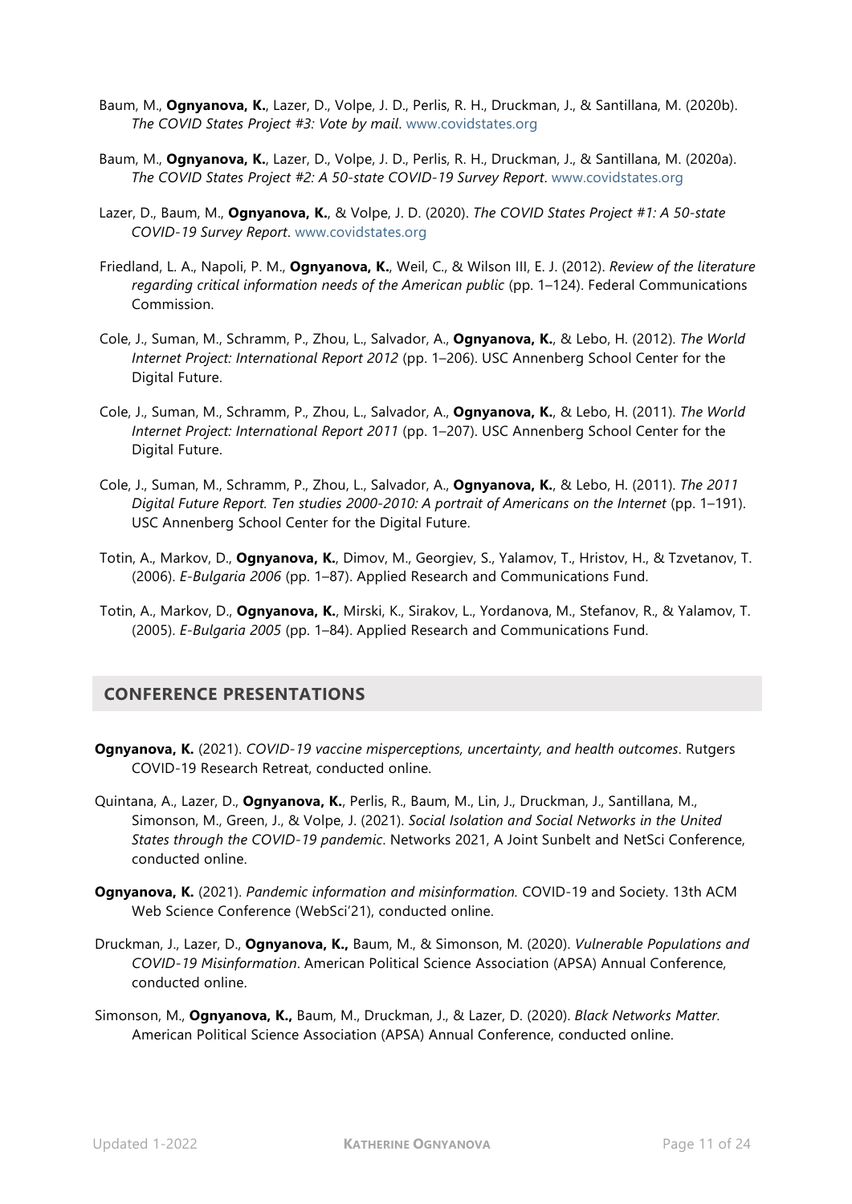Baum, M., **Ognyanova, K.**, Lazer, D., Volpe, J. D., Perlis, R. H., Druckman, J., & Santillana, M. (2020b). *The COVID States Project #3: Vote by mail*. www.covidstates.org

Baum, M., **Ognyanova, K.**, Lazer, D., Volpe, J. D., Perlis, R. H., Druckman, J., & Santillana, M. (2020a). *The COVID States Project #2: A 50-state COVID-19 Survey Report*. www.covidstates.org

Lazer, D., Baum, M., **Ognyanova, K.**, & Volpe, J. D. (2020). *The COVID States Project #1: A 50-state COVID-19 Survey Report*. www.covidstates.org

Friedland, L. A., Napoli, P. M., **Ognyanova, K.**, Weil, C., & Wilson III, E. J. (2012). *Review of the literature regarding critical information needs of the American public* (pp. 1–124). Federal Communications Commission.

Cole, J., Suman, M., Schramm, P., Zhou, L., Salvador, A., **Ognyanova, K.**, & Lebo, H. (2012). *The World Internet Project: International Report 2012* (pp. 1–206). USC Annenberg School Center for the Digital Future.

Cole, J., Suman, M., Schramm, P., Zhou, L., Salvador, A., **Ognyanova, K.**, & Lebo, H. (2011). *The World Internet Project: International Report 2011* (pp. 1–207). USC Annenberg School Center for the Digital Future.

Cole, J., Suman, M., Schramm, P., Zhou, L., Salvador, A., **Ognyanova, K.**, & Lebo, H. (2011). *The 2011 Digital Future Report. Ten studies 2000-2010: A portrait of Americans on the Internet* (pp. 1–191). USC Annenberg School Center for the Digital Future.

Totin, A., Markov, D., **Ognyanova, K.**, Dimov, M., Georgiev, S., Yalamov, T., Hristov, H., & Tzvetanov, T. (2006). *E-Bulgaria 2006* (pp. 1–87). Applied Research and Communications Fund.

Totin, A., Markov, D., **Ognyanova, K.**, Mirski, K., Sirakov, L., Yordanova, M., Stefanov, R., & Yalamov, T. (2005). *E-Bulgaria 2005* (pp. 1–84). Applied Research and Communications Fund.

## CONFERENCE PRESENTATIONS

**Ognyanova, K.** (2021). *COVID-19 vaccine misperceptions, uncertainty, and health outcomes*. Rutgers COVID-19 Research Retreat, conducted online.

Quintana, A., Lazer, D., **Ognyanova, K.**, Perlis, R., Baum, M., Lin, J., Druckman, J., Santillana, M., Simonson, M., Green, J., & Volpe, J. (2021). *Social Isolation and Social Networks in the United States through the COVID-19 pandemic*. Networks 2021, A Joint Sunbelt and NetSci Conference, conducted online.

**Ognyanova, K.** (2021). *Pandemic information and misinformation.* COVID-19 and Society. 13th ACM Web Science Conference (WebSci'21), conducted online.

Druckman, J., Lazer, D., **Ognyanova, K.**, Baum, M., & Simonson, M. (2020). *Vulnerable Populations and COVID-19 Misinformation*. American Political Science Association (APSA) Annual Conference, conducted online.

Simonson, M., **Ognyanova, K.**, Baum, M., Druckman, J., & Lazer, D. (2020). *Black Networks Matter.* American Political Science Association (APSA) Annual Conference, conducted online.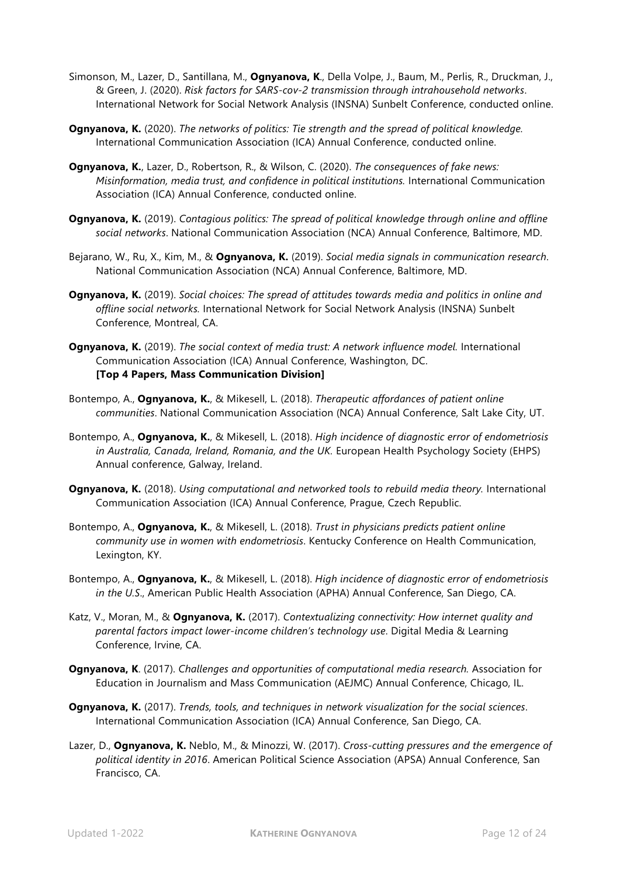Simonson, M., Lazer, D., Santillana, M., **Ognyanova, K**., Della Volpe, J., Baum, M., Perlis, R., Druckman, J., & Green, J. (2020). *Risk factors for SARS-cov-2 transmission through intrahousehold networks*. International Network for Social Network Analysis (INSNA) Sunbelt Conference, conducted online.

**Ognyanova, K.** (2020). *The networks of politics: Tie strength and the spread of political knowledge.* International Communication Association (ICA) Annual Conference, conducted online.

**Ognyanova, K.**, Lazer, D., Robertson, R., & Wilson, C. (2020). *The consequences of fake news: Misinformation, media trust, and confidence in political institutions.* International Communication Association (ICA) Annual Conference, conducted online.

**Ognyanova, K.** (2019). *Contagious politics: The spread of political knowledge through online and offline social networks*. National Communication Association (NCA) Annual Conference, Baltimore, MD.

Bejarano, W., Ru, X., Kim, M., & **Ognyanova, K.** (2019). *Social media signals in communication research*. National Communication Association (NCA) Annual Conference, Baltimore, MD.

**Ognyanova, K.** (2019). *Social choices: The spread of attitudes towards media and politics in online and offline social networks.* International Network for Social Network Analysis (INSNA) Sunbelt Conference, Montreal, CA.

**Ognyanova, K.** (2019). *The social context of media trust: A network influence model.* International Communication Association (ICA) Annual Conference, Washington, DC.
**[Top 4 Papers, Mass Communication Division]**

Bontempo, A., **Ognyanova, K.**, & Mikesell, L. (2018). *Therapeutic affordances of patient online communities*. National Communication Association (NCA) Annual Conference, Salt Lake City, UT.

Bontempo, A., **Ognyanova, K.**, & Mikesell, L. (2018). *High incidence of diagnostic error of endometriosis in Australia, Canada, Ireland, Romania, and the UK.* European Health Psychology Society (EHPS) Annual conference, Galway, Ireland.

**Ognyanova, K.** (2018). *Using computational and networked tools to rebuild media theory.* International Communication Association (ICA) Annual Conference, Prague, Czech Republic.

Bontempo, A., **Ognyanova, K.**, & Mikesell, L. (2018). *Trust in physicians predicts patient online community use in women with endometriosis*. Kentucky Conference on Health Communication, Lexington, KY.

Bontempo, A., **Ognyanova, K.**, & Mikesell, L. (2018). *High incidence of diagnostic error of endometriosis in the U.S*., American Public Health Association (APHA) Annual Conference, San Diego, CA.

Katz, V., Moran, M., & **Ognyanova, K.** (2017). *Contextualizing connectivity: How internet quality and parental factors impact lower-income children's technology use*. Digital Media & Learning Conference, Irvine, CA.

**Ognyanova, K**. (2017). *Challenges and opportunities of computational media research.* Association for Education in Journalism and Mass Communication (AEJMC) Annual Conference, Chicago, IL.

**Ognyanova, K.** (2017). *Trends, tools, and techniques in network visualization for the social sciences*. International Communication Association (ICA) Annual Conference, San Diego, CA.

Lazer, D., **Ognyanova, K.** Neblo, M., & Minozzi, W. (2017). *Cross-cutting pressures and the emergence of political identity in 2016*. American Political Science Association (APSA) Annual Conference, San Francisco, CA.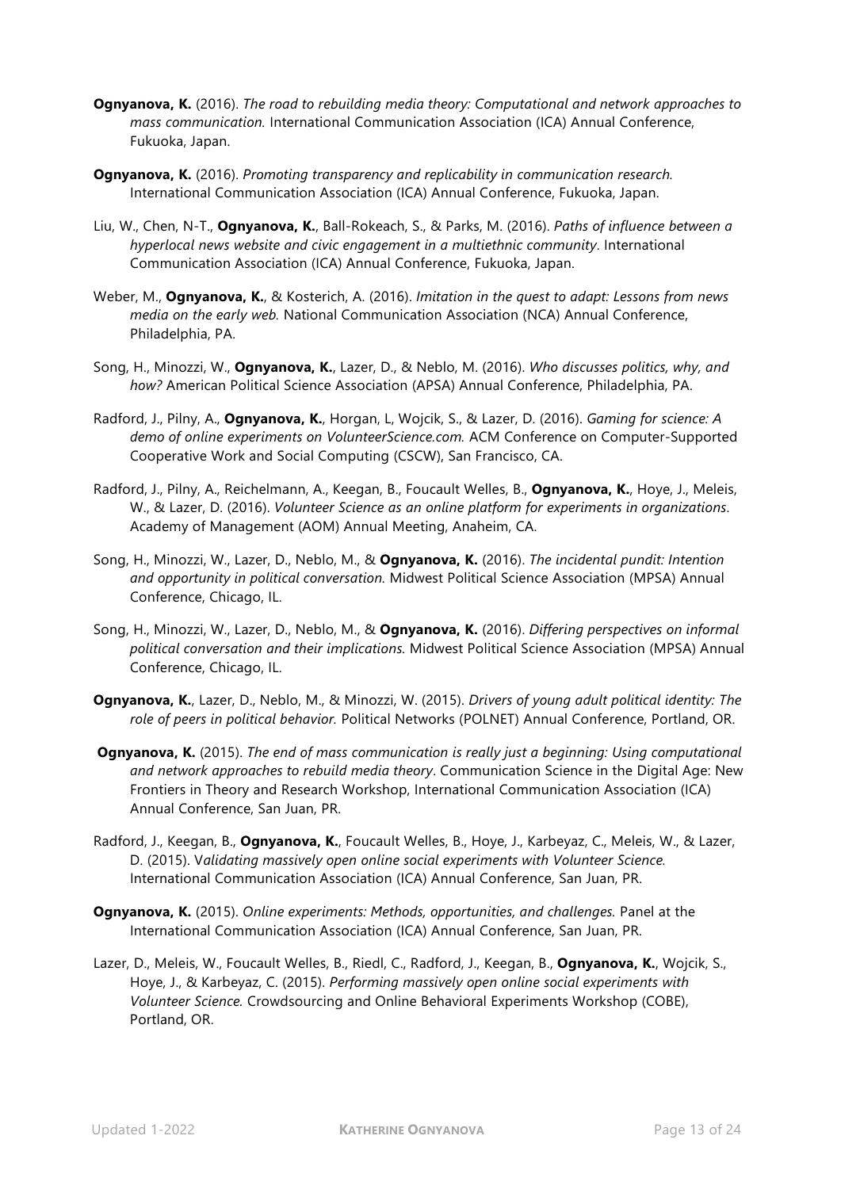**Ognyanova, K.** (2016). *The road to rebuilding media theory: Computational and network approaches to mass communication.* International Communication Association (ICA) Annual Conference, Fukuoka, Japan.

**Ognyanova, K.** (2016). *Promoting transparency and replicability in communication research.* International Communication Association (ICA) Annual Conference, Fukuoka, Japan.

Liu, W., Chen, N-T., **Ognyanova, K.**, Ball-Rokeach, S., & Parks, M. (2016). *Paths of influence between a hyperlocal news website and civic engagement in a multiethnic community*. International Communication Association (ICA) Annual Conference, Fukuoka, Japan.

Weber, M., **Ognyanova, K.**, & Kosterich, A. (2016). *Imitation in the quest to adapt: Lessons from news media on the early web.* National Communication Association (NCA) Annual Conference, Philadelphia, PA.

Song, H., Minozzi, W., **Ognyanova, K.**, Lazer, D., & Neblo, M. (2016). *Who discusses politics, why, and how?* American Political Science Association (APSA) Annual Conference, Philadelphia, PA.

Radford, J., Pilny, A., **Ognyanova, K.**, Horgan, L, Wojcik, S., & Lazer, D. (2016). *Gaming for science: A demo of online experiments on VolunteerScience.com.* ACM Conference on Computer-Supported Cooperative Work and Social Computing (CSCW), San Francisco, CA.

Radford, J., Pilny, A., Reichelmann, A., Keegan, B., Foucault Welles, B., **Ognyanova, K.**, Hoye, J., Meleis, W., & Lazer, D. (2016). *Volunteer Science as an online platform for experiments in organizations*. Academy of Management (AOM) Annual Meeting, Anaheim, CA.

Song, H., Minozzi, W., Lazer, D., Neblo, M., & **Ognyanova, K.** (2016). *The incidental pundit: Intention and opportunity in political conversation.* Midwest Political Science Association (MPSA) Annual Conference, Chicago, IL.

Song, H., Minozzi, W., Lazer, D., Neblo, M., & **Ognyanova, K.** (2016). *Differing perspectives on informal political conversation and their implications.* Midwest Political Science Association (MPSA) Annual Conference, Chicago, IL.

**Ognyanova, K.**, Lazer, D., Neblo, M., & Minozzi, W. (2015). *Drivers of young adult political identity: The role of peers in political behavior.* Political Networks (POLNET) Annual Conference, Portland, OR.

**Ognyanova, K.** (2015). *The end of mass communication is really just a beginning: Using computational and network approaches to rebuild media theory*. Communication Science in the Digital Age: New Frontiers in Theory and Research Workshop, International Communication Association (ICA) Annual Conference, San Juan, PR.

Radford, J., Keegan, B., **Ognyanova, K.**, Foucault Welles, B., Hoye, J., Karbeyaz, C., Meleis, W., & Lazer, D. (2015). V*alidating massively open online social experiments with Volunteer Science.* International Communication Association (ICA) Annual Conference, San Juan, PR.

**Ognyanova, K.** (2015). *Online experiments: Methods, opportunities, and challenges.* Panel at the International Communication Association (ICA) Annual Conference, San Juan, PR.

Lazer, D., Meleis, W., Foucault Welles, B., Riedl, C., Radford, J., Keegan, B., **Ognyanova, K.**, Wojcik, S., Hoye, J., & Karbeyaz, C. (2015). *Performing massively open online social experiments with Volunteer Science.* Crowdsourcing and Online Behavioral Experiments Workshop (COBE), Portland, OR.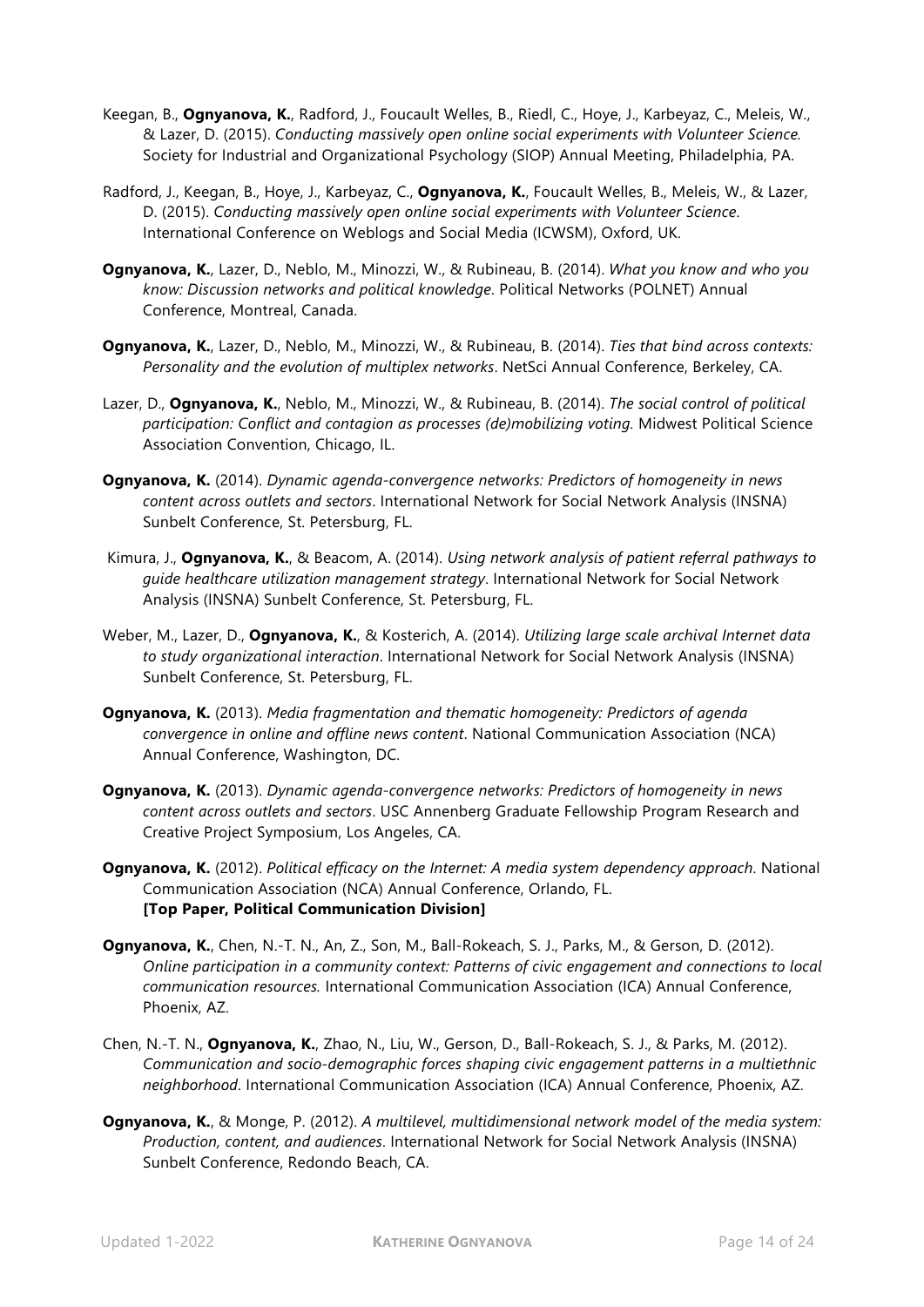Keegan, B., **Ognyanova, K.**, Radford, J., Foucault Welles, B., Riedl, C., Hoye, J., Karbeyaz, C., Meleis, W., & Lazer, D. (2015). *Conducting massively open online social experiments with Volunteer Science.* Society for Industrial and Organizational Psychology (SIOP) Annual Meeting, Philadelphia, PA.

Radford, J., Keegan, B., Hoye, J., Karbeyaz, C., **Ognyanova, K.**, Foucault Welles, B., Meleis, W., & Lazer, D. (2015). *Conducting massively open online social experiments with Volunteer Science*. International Conference on Weblogs and Social Media (ICWSM), Oxford, UK.

**Ognyanova, K.**, Lazer, D., Neblo, M., Minozzi, W., & Rubineau, B. (2014). *What you know and who you know: Discussion networks and political knowledge*. Political Networks (POLNET) Annual Conference, Montreal, Canada.

**Ognyanova, K.**, Lazer, D., Neblo, M., Minozzi, W., & Rubineau, B. (2014). *Ties that bind across contexts: Personality and the evolution of multiplex networks*. NetSci Annual Conference, Berkeley, CA.

Lazer, D., **Ognyanova, K.**, Neblo, M., Minozzi, W., & Rubineau, B. (2014). *The social control of political participation: Conflict and contagion as processes (de)mobilizing voting.* Midwest Political Science Association Convention, Chicago, IL.

**Ognyanova, K.** (2014). *Dynamic agenda-convergence networks: Predictors of homogeneity in news content across outlets and sectors*. International Network for Social Network Analysis (INSNA) Sunbelt Conference, St. Petersburg, FL.

Kimura, J., **Ognyanova, K.**, & Beacom, A. (2014). *Using network analysis of patient referral pathways to guide healthcare utilization management strategy*. International Network for Social Network Analysis (INSNA) Sunbelt Conference, St. Petersburg, FL.

Weber, M., Lazer, D., **Ognyanova, K.**, & Kosterich, A. (2014). *Utilizing large scale archival Internet data to study organizational interaction*. International Network for Social Network Analysis (INSNA) Sunbelt Conference, St. Petersburg, FL.

**Ognyanova, K.** (2013). *Media fragmentation and thematic homogeneity: Predictors of agenda convergence in online and offline news content*. National Communication Association (NCA) Annual Conference, Washington, DC.

**Ognyanova, K.** (2013). *Dynamic agenda-convergence networks: Predictors of homogeneity in news content across outlets and sectors*. USC Annenberg Graduate Fellowship Program Research and Creative Project Symposium, Los Angeles, CA.

**Ognyanova, K.** (2012). *Political efficacy on the Internet: A media system dependency approach*. National Communication Association (NCA) Annual Conference, Orlando, FL.
**[Top Paper, Political Communication Division]**

**Ognyanova, K.**, Chen, N.-T. N., An, Z., Son, M., Ball-Rokeach, S. J., Parks, M., & Gerson, D. (2012). *Online participation in a community context: Patterns of civic engagement and connections to local communication resources.* International Communication Association (ICA) Annual Conference, Phoenix, AZ.

Chen, N.-T. N., **Ognyanova, K.**, Zhao, N., Liu, W., Gerson, D., Ball-Rokeach, S. J., & Parks, M. (2012). *Communication and socio-demographic forces shaping civic engagement patterns in a multiethnic neighborhood*. International Communication Association (ICA) Annual Conference, Phoenix, AZ.

**Ognyanova, K.**, & Monge, P. (2012). *A multilevel, multidimensional network model of the media system: Production, content, and audiences*. International Network for Social Network Analysis (INSNA) Sunbelt Conference, Redondo Beach, CA.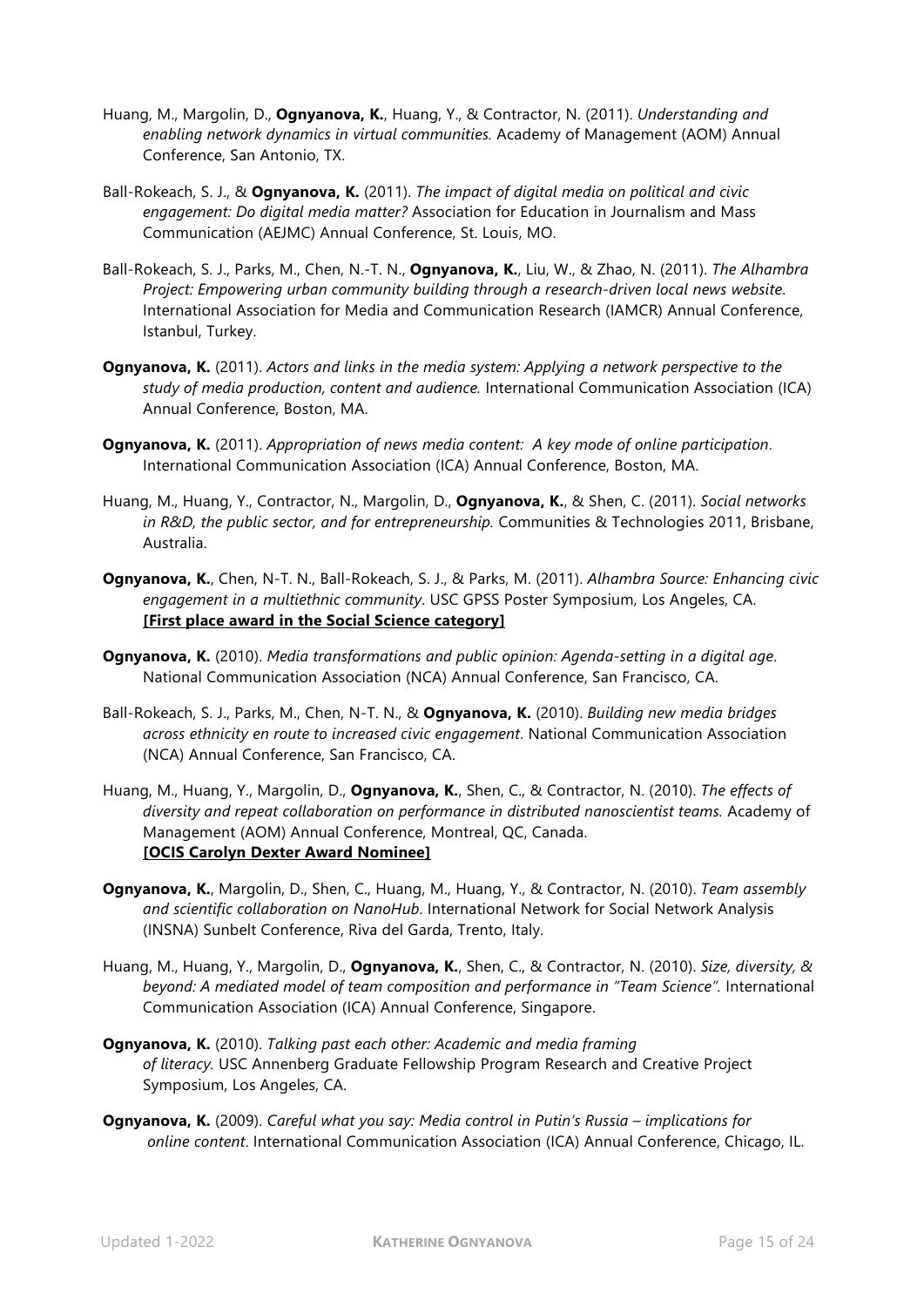Huang, M., Margolin, D., **Ognyanova, K.**, Huang, Y., & Contractor, N. (2011). *Understanding and enabling network dynamics in virtual communities.* Academy of Management (AOM) Annual Conference, San Antonio, TX.

Ball-Rokeach, S. J., & **Ognyanova, K.** (2011). *The impact of digital media on political and civic engagement: Do digital media matter?* Association for Education in Journalism and Mass Communication (AEJMC) Annual Conference, St. Louis, MO.

Ball-Rokeach, S. J., Parks, M., Chen, N.-T. N., **Ognyanova, K.**, Liu, W., & Zhao, N. (2011). *The Alhambra Project: Empowering urban community building through a research-driven local news website*. International Association for Media and Communication Research (IAMCR) Annual Conference, Istanbul, Turkey.

**Ognyanova, K.** (2011). *Actors and links in the media system: Applying a network perspective to the study of media production, content and audience.* International Communication Association (ICA) Annual Conference, Boston, MA.

**Ognyanova, K.** (2011). *Appropriation of news media content: A key mode of online participation*. International Communication Association (ICA) Annual Conference, Boston, MA.

Huang, M., Huang, Y., Contractor, N., Margolin, D., **Ognyanova, K.**, & Shen, C. (2011). *Social networks in R&D, the public sector, and for entrepreneurship.* Communities & Technologies 2011, Brisbane, Australia.

**Ognyanova, K.**, Chen, N-T. N., Ball-Rokeach, S. J., & Parks, M. (2011). *Alhambra Source: Enhancing civic engagement in a multiethnic community*. USC GPSS Poster Symposium, Los Angeles, CA.
**[First place award in the Social Science category]**

**Ognyanova, K.** (2010). *Media transformations and public opinion: Agenda-setting in a digital age*. National Communication Association (NCA) Annual Conference, San Francisco, CA.

Ball-Rokeach, S. J., Parks, M., Chen, N-T. N., & **Ognyanova, K.** (2010). *Building new media bridges across ethnicity en route to increased civic engagement*. National Communication Association (NCA) Annual Conference, San Francisco, CA.

Huang, M., Huang, Y., Margolin, D., **Ognyanova, K.**, Shen, C., & Contractor, N. (2010). *The effects of diversity and repeat collaboration on performance in distributed nanoscientist teams.* Academy of Management (AOM) Annual Conference, Montreal, QC, Canada.
**[OCIS Carolyn Dexter Award Nominee]**

**Ognyanova, K.**, Margolin, D., Shen, C., Huang, M., Huang, Y., & Contractor, N. (2010). *Team assembly and scientific collaboration on NanoHub*. International Network for Social Network Analysis (INSNA) Sunbelt Conference, Riva del Garda, Trento, Italy.

Huang, M., Huang, Y., Margolin, D., **Ognyanova, K.**, Shen, C., & Contractor, N. (2010). *Size, diversity, & beyond: A mediated model of team composition and performance in "Team Science".* International Communication Association (ICA) Annual Conference, Singapore.

**Ognyanova, K.** (2010). *Talking past each other: Academic and media framing of literacy.* USC Annenberg Graduate Fellowship Program Research and Creative Project Symposium, Los Angeles, CA.

**Ognyanova, K.** (2009). *Careful what you say: Media control in Putin's Russia – implications for online content*. International Communication Association (ICA) Annual Conference, Chicago, IL.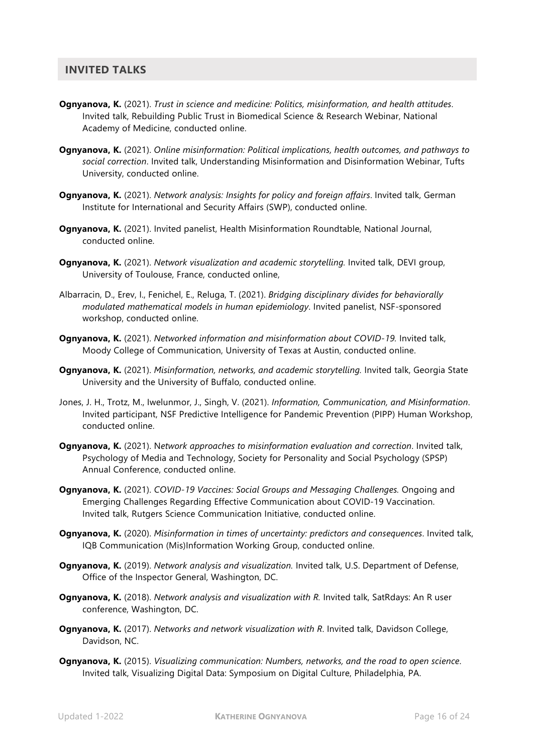## INVITED TALKS

**Ognyanova, K.** (2021). *Trust in science and medicine: Politics, misinformation, and health attitudes*. Invited talk, Rebuilding Public Trust in Biomedical Science & Research Webinar, National Academy of Medicine, conducted online.

**Ognyanova, K.** (2021). *Online misinformation: Political implications, health outcomes, and pathways to social correction*. Invited talk, Understanding Misinformation and Disinformation Webinar, Tufts University, conducted online.

**Ognyanova, K.** (2021). *Network analysis: Insights for policy and foreign affairs*. Invited talk, German Institute for International and Security Affairs (SWP), conducted online.

**Ognyanova, K.** (2021). Invited panelist, Health Misinformation Roundtable, National Journal, conducted online.

**Ognyanova, K.** (2021). *Network visualization and academic storytelling.* Invited talk, DEVI group, University of Toulouse, France, conducted online,

Albarracin, D., Erev, I., Fenichel, E., Reluga, T. (2021). *Bridging disciplinary divides for behaviorally modulated mathematical models in human epidemiology*. Invited panelist, NSF-sponsored workshop, conducted online.

**Ognyanova, K.** (2021). *Networked information and misinformation about COVID-19.* Invited talk, Moody College of Communication, University of Texas at Austin, conducted online.

**Ognyanova, K.** (2021). *Misinformation, networks, and academic storytelling.* Invited talk, Georgia State University and the University of Buffalo, conducted online.

Jones, J. H., Trotz, M., Iwelunmor, J., Singh, V. (2021). *Information, Communication, and Misinformation*. Invited participant, NSF Predictive Intelligence for Pandemic Prevention (PIPP) Human Workshop, conducted online.

**Ognyanova, K.** (2021). N*etwork approaches to misinformation evaluation and correction*. Invited talk, Psychology of Media and Technology, Society for Personality and Social Psychology (SPSP) Annual Conference, conducted online.

**Ognyanova, K.** (2021). *COVID-19 Vaccines: Social Groups and Messaging Challenges.* Ongoing and Emerging Challenges Regarding Effective Communication about COVID-19 Vaccination. Invited talk, Rutgers Science Communication Initiative, conducted online.

**Ognyanova, K.** (2020). *Misinformation in times of uncertainty: predictors and consequences*. Invited talk, IQB Communication (Mis)Information Working Group, conducted online.

**Ognyanova, K.** (2019). *Network analysis and visualization.* Invited talk, U.S. Department of Defense, Office of the Inspector General, Washington, DC.

**Ognyanova, K.** (2018). *Network analysis and visualization with R.* Invited talk, SatRdays: An R user conference, Washington, DC.

**Ognyanova, K.** (2017). *Networks and network visualization with R*. Invited talk, Davidson College, Davidson, NC.

**Ognyanova, K.** (2015). *Visualizing communication: Numbers, networks, and the road to open science*. Invited talk, Visualizing Digital Data: Symposium on Digital Culture, Philadelphia, PA.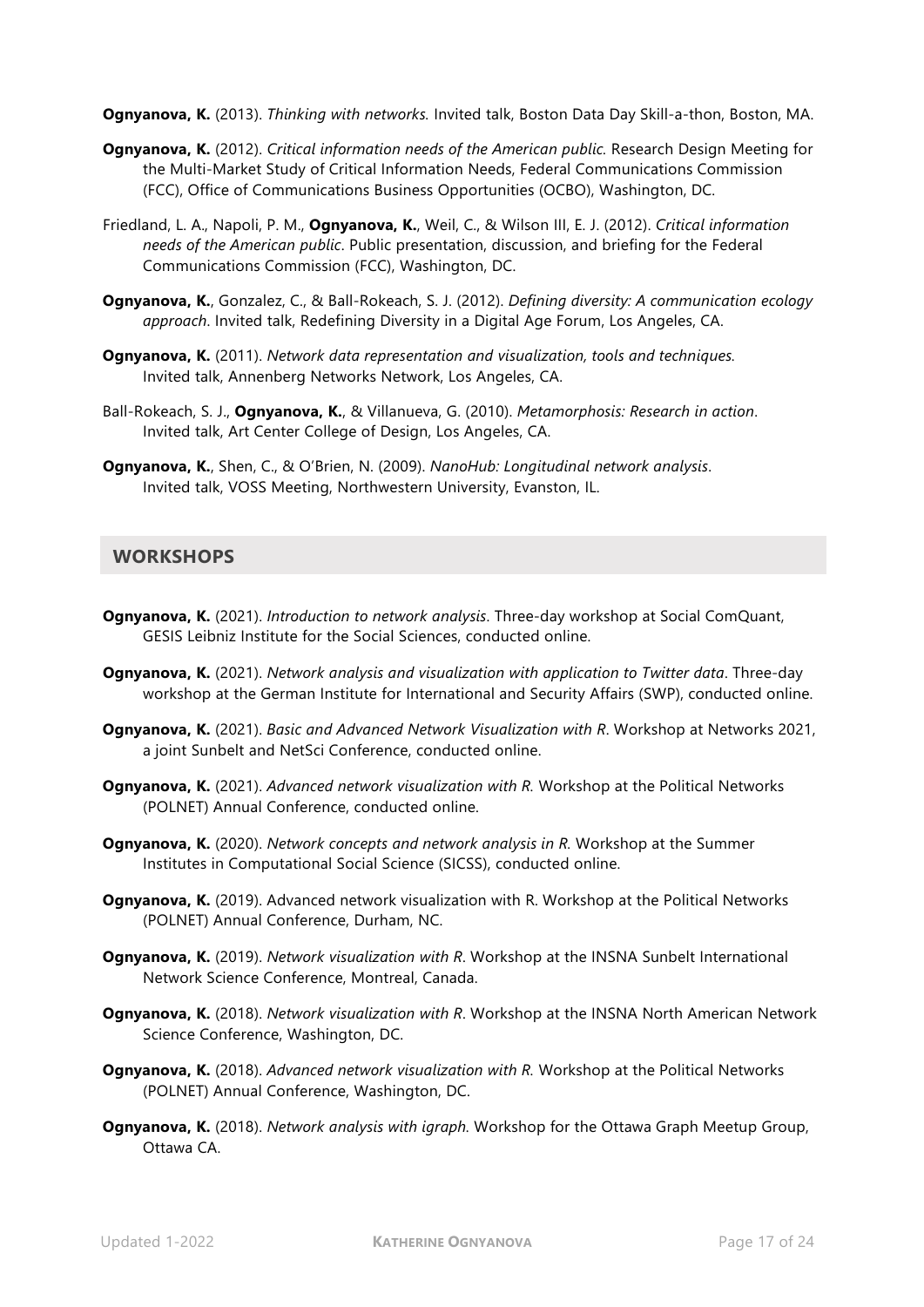**Ognyanova, K.** (2013). *Thinking with networks.* Invited talk, Boston Data Day Skill-a-thon, Boston, MA.

**Ognyanova, K.** (2012). *Critical information needs of the American public.* Research Design Meeting for the Multi-Market Study of Critical Information Needs, Federal Communications Commission (FCC), Office of Communications Business Opportunities (OCBO), Washington, DC.

Friedland, L. A., Napoli, P. M., **Ognyanova, K.**, Weil, C., & Wilson III, E. J. (2012). *Critical information needs of the American public*. Public presentation, discussion, and briefing for the Federal Communications Commission (FCC), Washington, DC.

**Ognyanova, K.**, Gonzalez, C., & Ball-Rokeach, S. J. (2012). *Defining diversity: A communication ecology approach*. Invited talk, Redefining Diversity in a Digital Age Forum, Los Angeles, CA.

**Ognyanova, K.** (2011). *Network data representation and visualization, tools and techniques.* Invited talk, Annenberg Networks Network, Los Angeles, CA.

Ball-Rokeach, S. J., **Ognyanova, K.**, & Villanueva, G. (2010). *Metamorphosis: Research in action*. Invited talk, Art Center College of Design, Los Angeles, CA.

**Ognyanova, K.**, Shen, C., & O'Brien, N. (2009). *NanoHub: Longitudinal network analysis*. Invited talk, VOSS Meeting, Northwestern University, Evanston, IL.

## WORKSHOPS

**Ognyanova, K.** (2021). *Introduction to network analysis*. Three-day workshop at Social ComQuant, GESIS Leibniz Institute for the Social Sciences, conducted online.

**Ognyanova, K.** (2021). *Network analysis and visualization with application to Twitter data*. Three-day workshop at the German Institute for International and Security Affairs (SWP), conducted online.

**Ognyanova, K.** (2021). *Basic and Advanced Network Visualization with R*. Workshop at Networks 2021, a joint Sunbelt and NetSci Conference, conducted online.

**Ognyanova, K.** (2021). *Advanced network visualization with R.* Workshop at the Political Networks (POLNET) Annual Conference, conducted online.

**Ognyanova, K.** (2020). *Network concepts and network analysis in R.* Workshop at the Summer Institutes in Computational Social Science (SICSS), conducted online.

**Ognyanova, K.** (2019). Advanced network visualization with R. Workshop at the Political Networks (POLNET) Annual Conference, Durham, NC.

**Ognyanova, K.** (2019). *Network visualization with R*. Workshop at the INSNA Sunbelt International Network Science Conference, Montreal, Canada.

**Ognyanova, K.** (2018). *Network visualization with R*. Workshop at the INSNA North American Network Science Conference, Washington, DC.

**Ognyanova, K.** (2018). *Advanced network visualization with R.* Workshop at the Political Networks (POLNET) Annual Conference, Washington, DC.

**Ognyanova, K.** (2018). *Network analysis with igraph.* Workshop for the Ottawa Graph Meetup Group, Ottawa CA.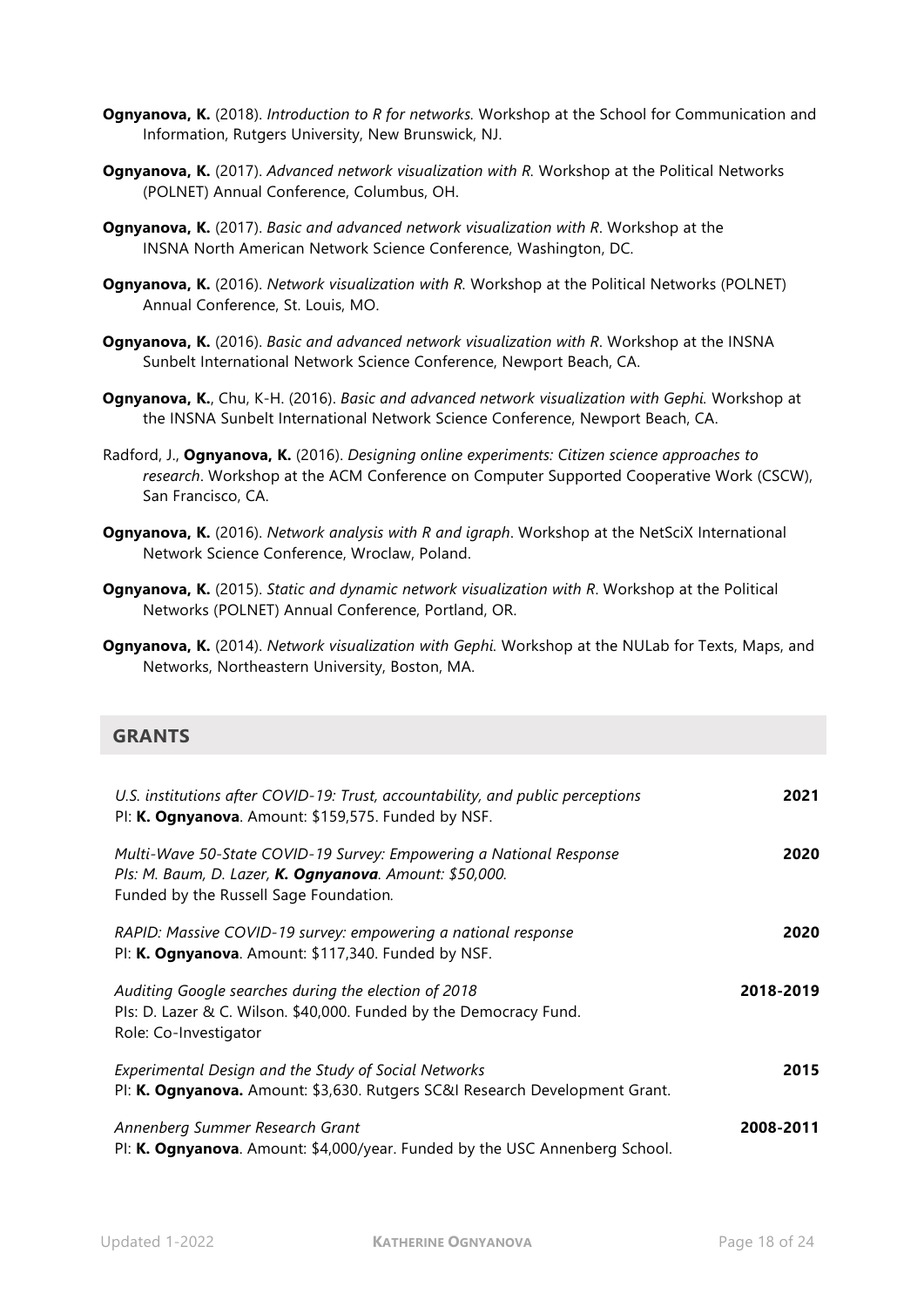**Ognyanova, K.** (2018). *Introduction to R for networks.* Workshop at the School for Communication and Information, Rutgers University, New Brunswick, NJ.

**Ognyanova, K.** (2017). *Advanced network visualization with R.* Workshop at the Political Networks (POLNET) Annual Conference, Columbus, OH.

**Ognyanova, K.** (2017). *Basic and advanced network visualization with R*. Workshop at the INSNA North American Network Science Conference, Washington, DC.

**Ognyanova, K.** (2016). *Network visualization with R.* Workshop at the Political Networks (POLNET) Annual Conference, St. Louis, MO.

**Ognyanova, K.** (2016). *Basic and advanced network visualization with R*. Workshop at the INSNA Sunbelt International Network Science Conference, Newport Beach, CA.

**Ognyanova, K.**, Chu, K-H. (2016). *Basic and advanced network visualization with Gephi.* Workshop at the INSNA Sunbelt International Network Science Conference, Newport Beach, CA.

Radford, J., **Ognyanova, K.** (2016). *Designing online experiments: Citizen science approaches to research*. Workshop at the ACM Conference on Computer Supported Cooperative Work (CSCW), San Francisco, CA.

**Ognyanova, K.** (2016). *Network analysis with R and igraph*. Workshop at the NetSciX International Network Science Conference, Wroclaw, Poland.

**Ognyanova, K.** (2015). *Static and dynamic network visualization with R*. Workshop at the Political Networks (POLNET) Annual Conference, Portland, OR.

**Ognyanova, K.** (2014). *Network visualization with Gephi.* Workshop at the NULab for Texts, Maps, and Networks, Northeastern University, Boston, MA.

## GRANTS

*U.S. institutions after COVID-19: Trust, accountability, and public perceptions* — **2021**
PI: **K. Ognyanova**. Amount: $159,575. Funded by NSF.

*Multi-Wave 50-State COVID-19 Survey: Empowering a National Response* — **2020**
*PIs: M. Baum, D. Lazer, **K. Ognyanova**. Amount: $50,000.*
Funded by the Russell Sage Foundation*.*

*RAPID: Massive COVID-19 survey: empowering a national response* — **2020**
PI: **K. Ognyanova**. Amount: $117,340. Funded by NSF.

*Auditing Google searches during the election of 2018* — **2018-2019**
PIs: D. Lazer & C. Wilson. $40,000. Funded by the Democracy Fund.
Role: Co-Investigator

*Experimental Design and the Study of Social Networks* — **2015**
PI: **K. Ognyanova.** Amount: $3,630. Rutgers SC&I Research Development Grant.

*Annenberg Summer Research Grant* — **2008-2011**
PI: **K. Ognyanova**. Amount: $4,000/year. Funded by the USC Annenberg School.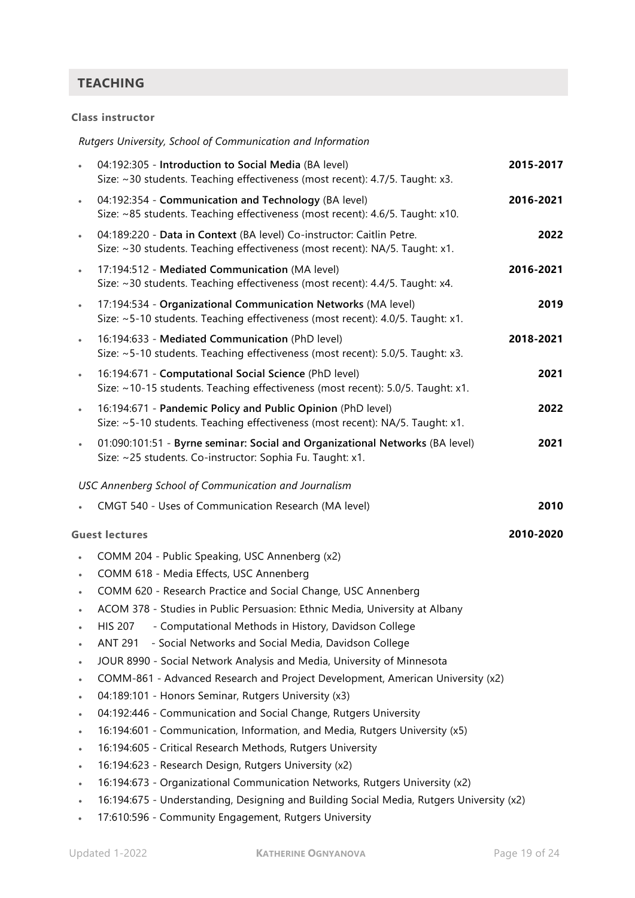## TEACHING

### Class instructor

*Rutgers University, School of Communication and Information*

- 04:192:305 - **Introduction to Social Media** (BA level) **2015-2017**
  Size: ~30 students. Teaching effectiveness (most recent): 4.7/5. Taught: x3.
- 04:192:354 - **Communication and Technology** (BA level) **2016-2021**
  Size: ~85 students. Teaching effectiveness (most recent): 4.6/5. Taught: x10.
- 04:189:220 - **Data in Context** (BA level) Co-instructor: Caitlin Petre. **2022**
  Size: ~30 students. Teaching effectiveness (most recent): NA/5. Taught: x1.
- 17:194:512 - **Mediated Communication** (MA level) **2016-2021**
  Size: ~30 students. Teaching effectiveness (most recent): 4.4/5. Taught: x4.
- 17:194:534 - **Organizational Communication Networks** (MA level) **2019**
  Size: ~5-10 students. Teaching effectiveness (most recent): 4.0/5. Taught: x1.
- 16:194:633 - **Mediated Communication** (PhD level) **2018-2021**
  Size: ~5-10 students. Teaching effectiveness (most recent): 5.0/5. Taught: x3.
- 16:194:671 - **Computational Social Science** (PhD level) **2021**
  Size: ~10-15 students. Teaching effectiveness (most recent): 5.0/5. Taught: x1.
- 16:194:671 - **Pandemic Policy and Public Opinion** (PhD level) **2022**
  Size: ~5-10 students. Teaching effectiveness (most recent): NA/5. Taught: x1.
- 01:090:101:51 - **Byrne seminar: Social and Organizational Networks** (BA level) **2021**
  Size: ~25 students. Co-instructor: Sophia Fu. Taught: x1.

*USC Annenberg School of Communication and Journalism*

- CMGT 540 - Uses of Communication Research (MA level) **2010**

### Guest lectures **2010-2020**

- COMM 204 - Public Speaking, USC Annenberg (x2)
- COMM 618 - Media Effects, USC Annenberg
- COMM 620 - Research Practice and Social Change, USC Annenberg
- ACOM 378 - Studies in Public Persuasion: Ethnic Media, University at Albany
- HIS 207 - Computational Methods in History, Davidson College
- ANT 291 - Social Networks and Social Media, Davidson College
- JOUR 8990 - Social Network Analysis and Media, University of Minnesota
- COMM-861 - Advanced Research and Project Development, American University (x2)
- 04:189:101 - Honors Seminar, Rutgers University (x3)
- 04:192:446 - Communication and Social Change, Rutgers University
- 16:194:601 - Communication, Information, and Media, Rutgers University (x5)
- 16:194:605 - Critical Research Methods, Rutgers University
- 16:194:623 - Research Design, Rutgers University (x2)
- 16:194:673 - Organizational Communication Networks, Rutgers University (x2)
- 16:194:675 - Understanding, Designing and Building Social Media, Rutgers University (x2)
- 17:610:596 - Community Engagement, Rutgers University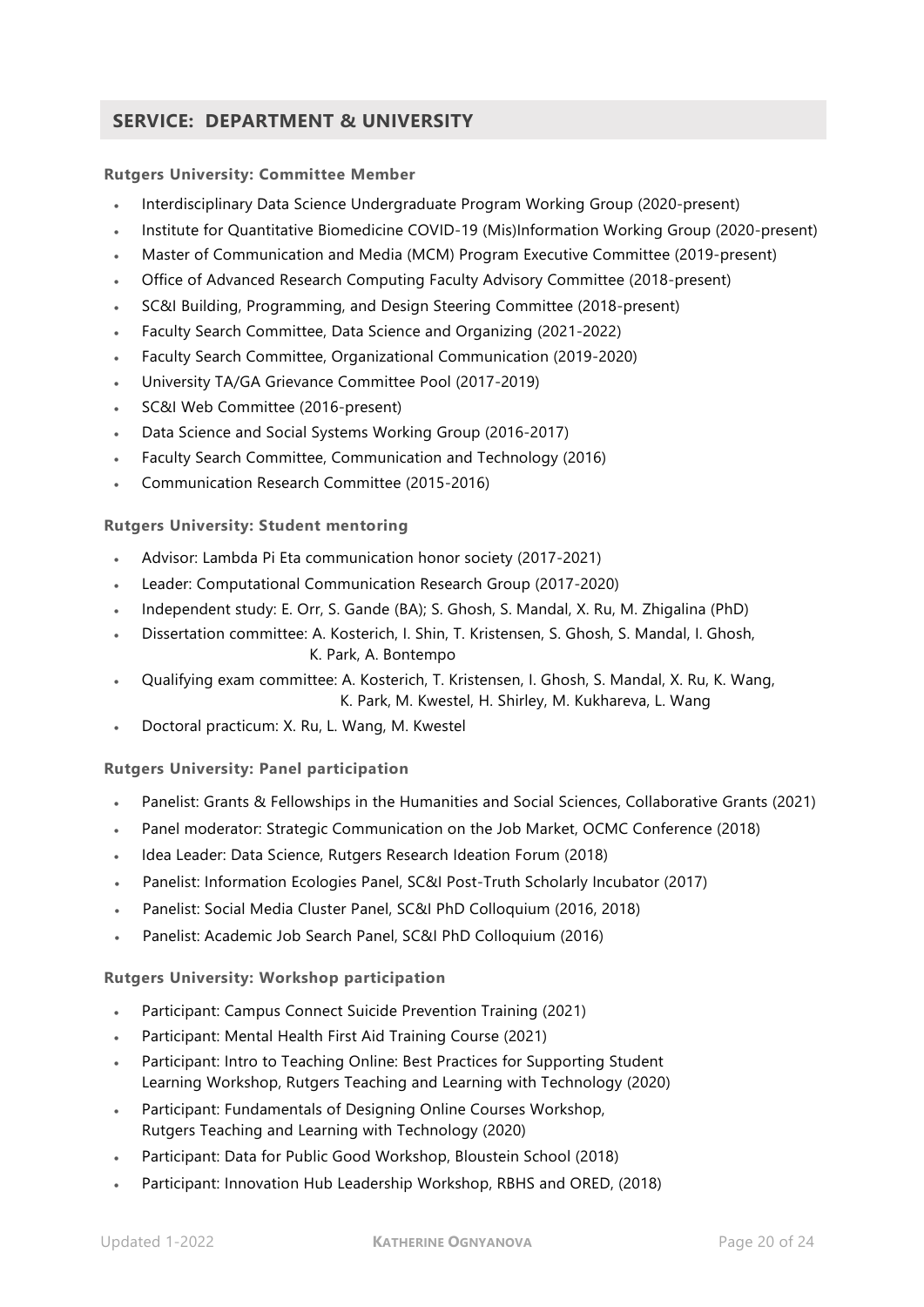## SERVICE: DEPARTMENT & UNIVERSITY

### Rutgers University: Committee Member

- Interdisciplinary Data Science Undergraduate Program Working Group (2020-present)
- Institute for Quantitative Biomedicine COVID-19 (Mis)Information Working Group (2020-present)
- Master of Communication and Media (MCM) Program Executive Committee (2019-present)
- Office of Advanced Research Computing Faculty Advisory Committee (2018-present)
- SC&I Building, Programming, and Design Steering Committee (2018-present)
- Faculty Search Committee, Data Science and Organizing (2021-2022)
- Faculty Search Committee, Organizational Communication (2019-2020)
- University TA/GA Grievance Committee Pool (2017-2019)
- SC&I Web Committee (2016-present)
- Data Science and Social Systems Working Group (2016-2017)
- Faculty Search Committee, Communication and Technology (2016)
- Communication Research Committee (2015-2016)

### Rutgers University: Student mentoring

- Advisor: Lambda Pi Eta communication honor society (2017-2021)
- Leader: Computational Communication Research Group (2017-2020)
- Independent study: E. Orr, S. Gande (BA); S. Ghosh, S. Mandal, X. Ru, M. Zhigalina (PhD)
- Dissertation committee: A. Kosterich, I. Shin, T. Kristensen, S. Ghosh, S. Mandal, I. Ghosh, K. Park, A. Bontempo
- Qualifying exam committee: A. Kosterich, T. Kristensen, I. Ghosh, S. Mandal, X. Ru, K. Wang, K. Park, M. Kwestel, H. Shirley, M. Kukhareva, L. Wang
- Doctoral practicum: X. Ru, L. Wang, M. Kwestel

### Rutgers University: Panel participation

- Panelist: Grants & Fellowships in the Humanities and Social Sciences, Collaborative Grants (2021)
- Panel moderator: Strategic Communication on the Job Market, OCMC Conference (2018)
- Idea Leader: Data Science, Rutgers Research Ideation Forum (2018)
- Panelist: Information Ecologies Panel, SC&I Post-Truth Scholarly Incubator (2017)
- Panelist: Social Media Cluster Panel, SC&I PhD Colloquium (2016, 2018)
- Panelist: Academic Job Search Panel, SC&I PhD Colloquium (2016)

### Rutgers University: Workshop participation

- Participant: Campus Connect Suicide Prevention Training (2021)
- Participant: Mental Health First Aid Training Course (2021)
- Participant: Intro to Teaching Online: Best Practices for Supporting Student Learning Workshop, Rutgers Teaching and Learning with Technology (2020)
- Participant: Fundamentals of Designing Online Courses Workshop, Rutgers Teaching and Learning with Technology (2020)
- Participant: Data for Public Good Workshop, Bloustein School (2018)
- Participant: Innovation Hub Leadership Workshop, RBHS and ORED, (2018)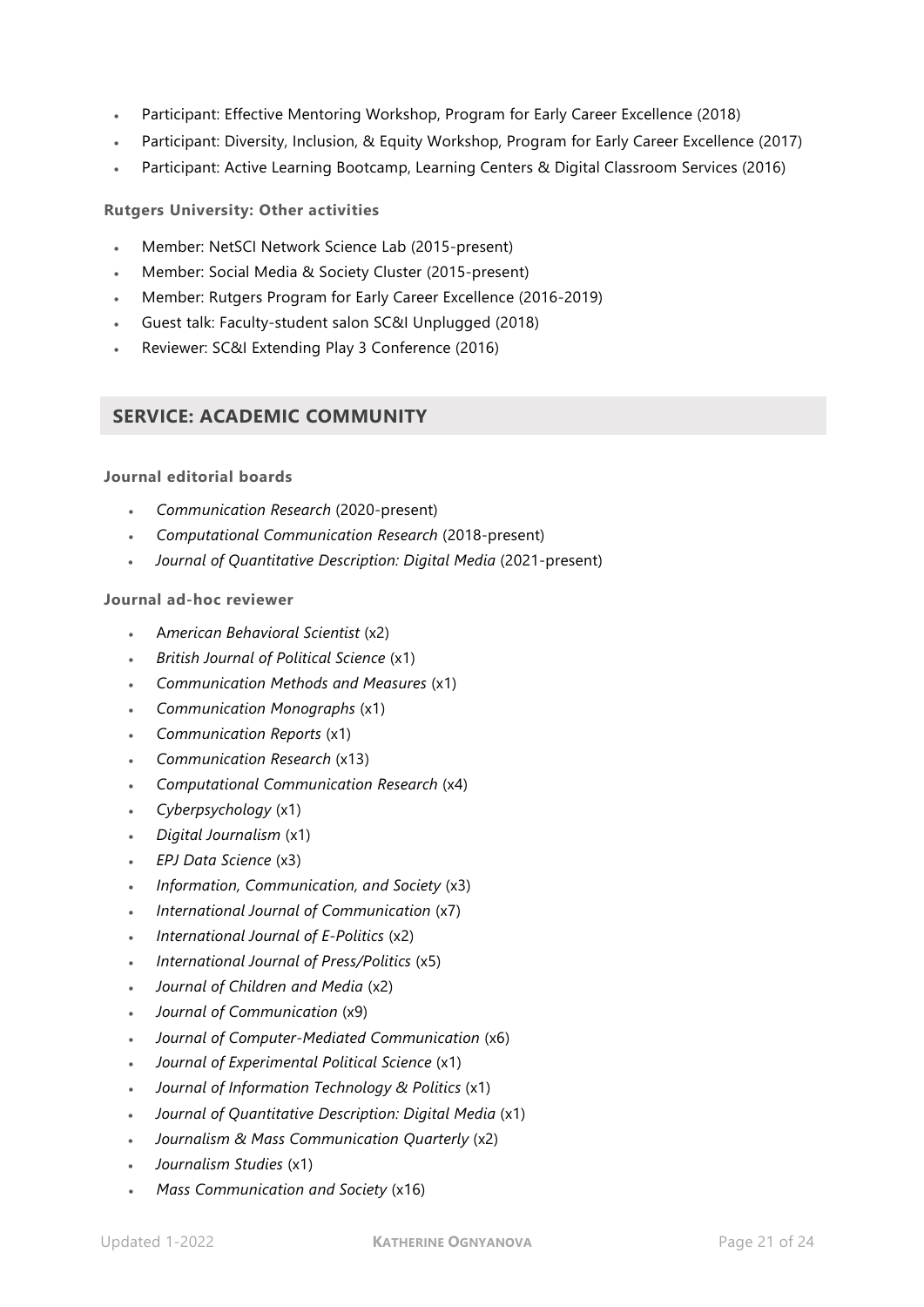- Participant: Effective Mentoring Workshop, Program for Early Career Excellence (2018)
- Participant: Diversity, Inclusion, & Equity Workshop, Program for Early Career Excellence (2017)
- Participant: Active Learning Bootcamp, Learning Centers & Digital Classroom Services (2016)

**Rutgers University: Other activities**

- Member: NetSCI Network Science Lab (2015-present)
- Member: Social Media & Society Cluster (2015-present)
- Member: Rutgers Program for Early Career Excellence (2016-2019)
- Guest talk: Faculty-student salon SC&I Unplugged (2018)
- Reviewer: SC&I Extending Play 3 Conference (2016)

## SERVICE: ACADEMIC COMMUNITY

**Journal editorial boards**

- *Communication Research* (2020-present)
- *Computational Communication Research* (2018-present)
- *Journal of Quantitative Description: Digital Media* (2021-present)

**Journal ad-hoc reviewer**

- *American Behavioral Scientist* (x2)
- *British Journal of Political Science* (x1)
- *Communication Methods and Measures* (x1)
- *Communication Monographs* (x1)
- *Communication Reports* (x1)
- *Communication Research* (x13)
- *Computational Communication Research* (x4)
- *Cyberpsychology* (x1)
- *Digital Journalism* (x1)
- *EPJ Data Science* (x3)
- *Information, Communication, and Society* (x3)
- *International Journal of Communication* (x7)
- *International Journal of E-Politics* (x2)
- *International Journal of Press/Politics* (x5)
- *Journal of Children and Media* (x2)
- *Journal of Communication* (x9)
- *Journal of Computer-Mediated Communication* (x6)
- *Journal of Experimental Political Science* (x1)
- *Journal of Information Technology & Politics* (x1)
- *Journal of Quantitative Description: Digital Media* (x1)
- *Journalism & Mass Communication Quarterly* (x2)
- *Journalism Studies* (x1)
- *Mass Communication and Society* (x16)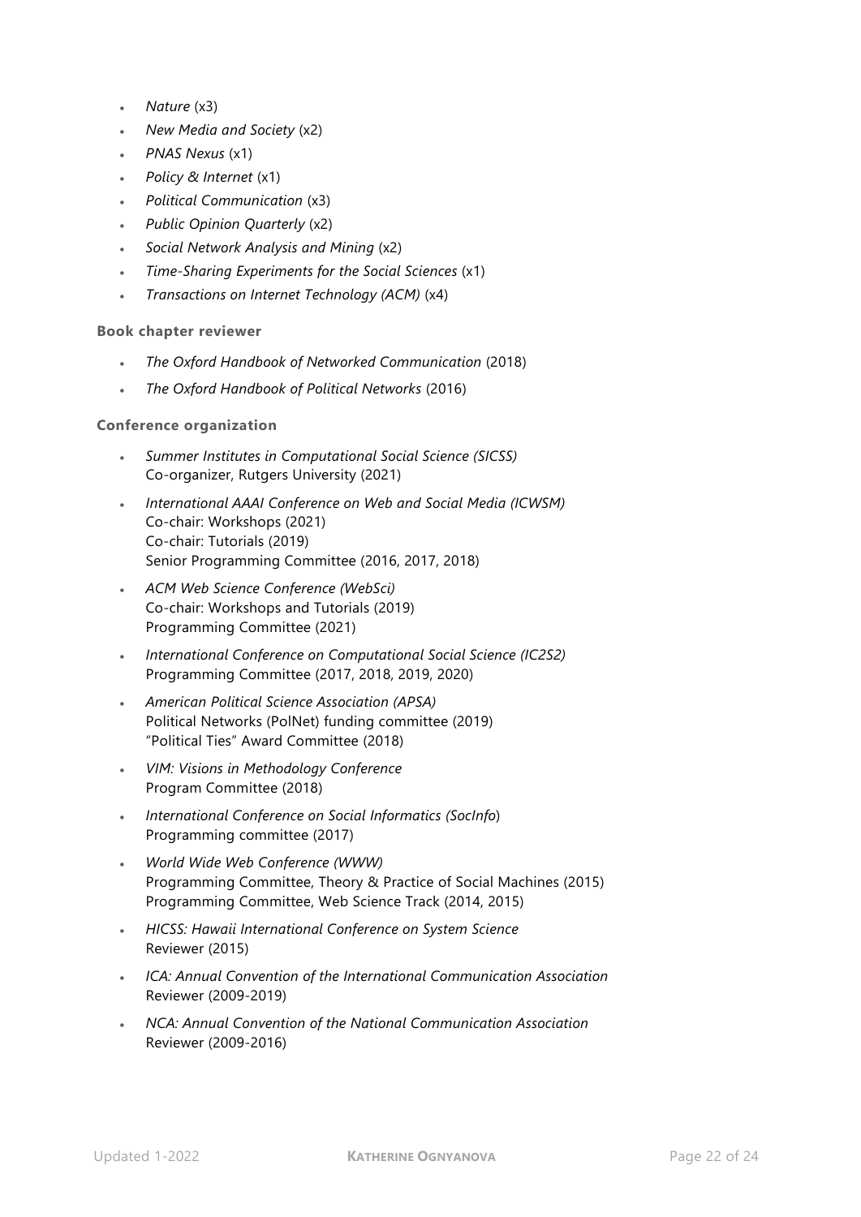- *Nature* (x3)
- *New Media and Society* (x2)
- *PNAS Nexus* (x1)
- *Policy & Internet* (x1)
- *Political Communication* (x3)
- *Public Opinion Quarterly* (x2)
- *Social Network Analysis and Mining* (x2)
- *Time-Sharing Experiments for the Social Sciences* (x1)
- *Transactions on Internet Technology (ACM)* (x4)

**Book chapter reviewer**

- *The Oxford Handbook of Networked Communication* (2018)
- *The Oxford Handbook of Political Networks* (2016)

**Conference organization**

- *Summer Institutes in Computational Social Science (SICSS)*  
  Co-organizer, Rutgers University (2021)
- *International AAAI Conference on Web and Social Media (ICWSM)*  
  Co-chair: Workshops (2021)  
  Co-chair: Tutorials (2019)  
  Senior Programming Committee (2016, 2017, 2018)
- *ACM Web Science Conference (WebSci)*  
  Co-chair: Workshops and Tutorials (2019)  
  Programming Committee (2021)
- *International Conference on Computational Social Science (IC2S2)*  
  Programming Committee (2017, 2018, 2019, 2020)
- *American Political Science Association (APSA)*  
  Political Networks (PolNet) funding committee (2019)  
  "Political Ties" Award Committee (2018)
- *VIM: Visions in Methodology Conference*  
  Program Committee (2018)
- *International Conference on Social Informatics (SocInfo*)  
  Programming committee (2017)
- *World Wide Web Conference (WWW)*  
  Programming Committee, Theory & Practice of Social Machines (2015)  
  Programming Committee, Web Science Track (2014, 2015)
- *HICSS: Hawaii International Conference on System Science*  
  Reviewer (2015)
- *ICA: Annual Convention of the International Communication Association*  
  Reviewer (2009-2019)
- *NCA: Annual Convention of the National Communication Association*  
  Reviewer (2009-2016)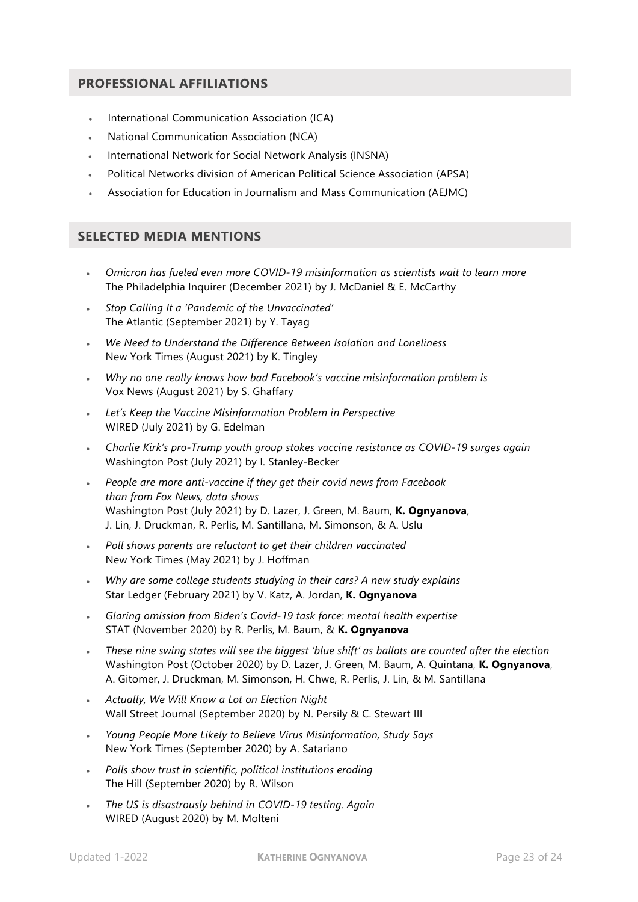## PROFESSIONAL AFFILIATIONS

- International Communication Association (ICA)
- National Communication Association (NCA)
- International Network for Social Network Analysis (INSNA)
- Political Networks division of American Political Science Association (APSA)
- Association for Education in Journalism and Mass Communication (AEJMC)

## SELECTED MEDIA MENTIONS

- *Omicron has fueled even more COVID-19 misinformation as scientists wait to learn more*
  The Philadelphia Inquirer (December 2021) by J. McDaniel & E. McCarthy
- *Stop Calling It a 'Pandemic of the Unvaccinated'*
  The Atlantic (September 2021) by Y. Tayag
- *We Need to Understand the Difference Between Isolation and Loneliness*
  New York Times (August 2021) by K. Tingley
- *Why no one really knows how bad Facebook's vaccine misinformation problem is*
  Vox News (August 2021) by S. Ghaffary
- *Let's Keep the Vaccine Misinformation Problem in Perspective*
  WIRED (July 2021) by G. Edelman
- *Charlie Kirk's pro-Trump youth group stokes vaccine resistance as COVID-19 surges again*
  Washington Post (July 2021) by I. Stanley-Becker
- *People are more anti-vaccine if they get their covid news from Facebook than from Fox News, data shows*
  Washington Post (July 2021) by D. Lazer, J. Green, M. Baum, **K. Ognyanova**, J. Lin, J. Druckman, R. Perlis, M. Santillana, M. Simonson, & A. Uslu
- *Poll shows parents are reluctant to get their children vaccinated*
  New York Times (May 2021) by J. Hoffman
- *Why are some college students studying in their cars? A new study explains*
  Star Ledger (February 2021) by V. Katz, A. Jordan, **K. Ognyanova**
- *Glaring omission from Biden's Covid-19 task force: mental health expertise*
  STAT (November 2020) by R. Perlis, M. Baum, & **K. Ognyanova**
- *These nine swing states will see the biggest 'blue shift' as ballots are counted after the election*
  Washington Post (October 2020) by D. Lazer, J. Green, M. Baum, A. Quintana, **K. Ognyanova**, A. Gitomer, J. Druckman, M. Simonson, H. Chwe, R. Perlis, J. Lin, & M. Santillana
- *Actually, We Will Know a Lot on Election Night*
  Wall Street Journal (September 2020) by N. Persily & C. Stewart III
- *Young People More Likely to Believe Virus Misinformation, Study Says*
  New York Times (September 2020) by A. Satariano
- *Polls show trust in scientific, political institutions eroding*
  The Hill (September 2020) by R. Wilson
- *The US is disastrously behind in COVID-19 testing. Again*
  WIRED (August 2020) by M. Molteni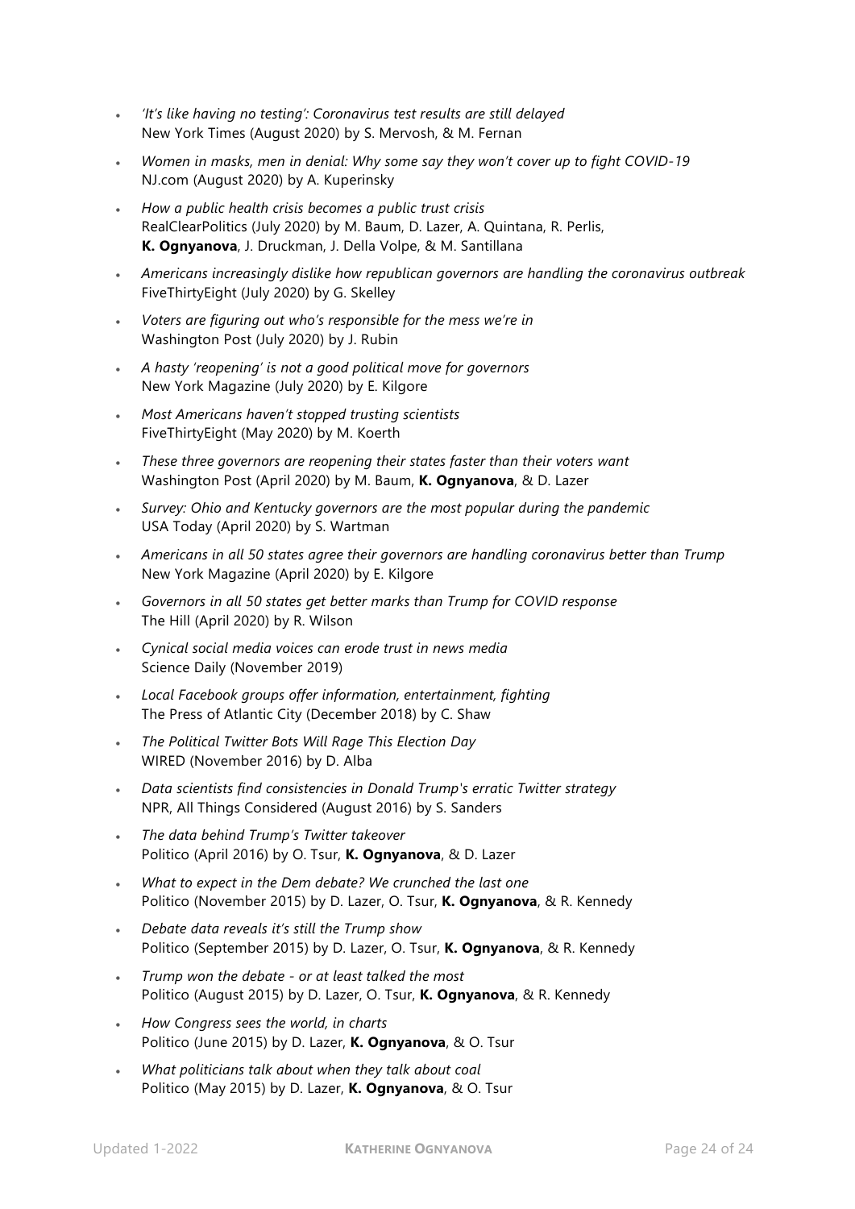- *'It's like having no testing': Coronavirus test results are still delayed*
  New York Times (August 2020) by S. Mervosh, & M. Fernan

- *Women in masks, men in denial: Why some say they won't cover up to fight COVID-19*
  NJ.com (August 2020) by A. Kuperinsky

- *How a public health crisis becomes a public trust crisis*
  RealClearPolitics (July 2020) by M. Baum, D. Lazer, A. Quintana, R. Perlis, **K. Ognyanova**, J. Druckman, J. Della Volpe, & M. Santillana

- *Americans increasingly dislike how republican governors are handling the coronavirus outbreak*
  FiveThirtyEight (July 2020) by G. Skelley

- *Voters are figuring out who's responsible for the mess we're in*
  Washington Post (July 2020) by J. Rubin

- *A hasty 'reopening' is not a good political move for governors*
  New York Magazine (July 2020) by E. Kilgore

- *Most Americans haven't stopped trusting scientists*
  FiveThirtyEight (May 2020) by M. Koerth

- *These three governors are reopening their states faster than their voters want*
  Washington Post (April 2020) by M. Baum, **K. Ognyanova**, & D. Lazer

- *Survey: Ohio and Kentucky governors are the most popular during the pandemic*
  USA Today (April 2020) by S. Wartman

- *Americans in all 50 states agree their governors are handling coronavirus better than Trump*
  New York Magazine (April 2020) by E. Kilgore

- *Governors in all 50 states get better marks than Trump for COVID response*
  The Hill (April 2020) by R. Wilson

- *Cynical social media voices can erode trust in news media*
  Science Daily (November 2019)

- *Local Facebook groups offer information, entertainment, fighting*
  The Press of Atlantic City (December 2018) by C. Shaw

- *The Political Twitter Bots Will Rage This Election Day*
  WIRED (November 2016) by D. Alba

- *Data scientists find consistencies in Donald Trump's erratic Twitter strategy*
  NPR, All Things Considered (August 2016) by S. Sanders

- *The data behind Trump's Twitter takeover*
  Politico (April 2016) by O. Tsur, **K. Ognyanova**, & D. Lazer

- *What to expect in the Dem debate? We crunched the last one*
  Politico (November 2015) by D. Lazer, O. Tsur, **K. Ognyanova**, & R. Kennedy

- *Debate data reveals it's still the Trump show*
  Politico (September 2015) by D. Lazer, O. Tsur, **K. Ognyanova**, & R. Kennedy

- *Trump won the debate - or at least talked the most*
  Politico (August 2015) by D. Lazer, O. Tsur, **K. Ognyanova**, & R. Kennedy

- *How Congress sees the world, in charts*
  Politico (June 2015) by D. Lazer, **K. Ognyanova**, & O. Tsur

- *What politicians talk about when they talk about coal*
  Politico (May 2015) by D. Lazer, **K. Ognyanova**, & O. Tsur